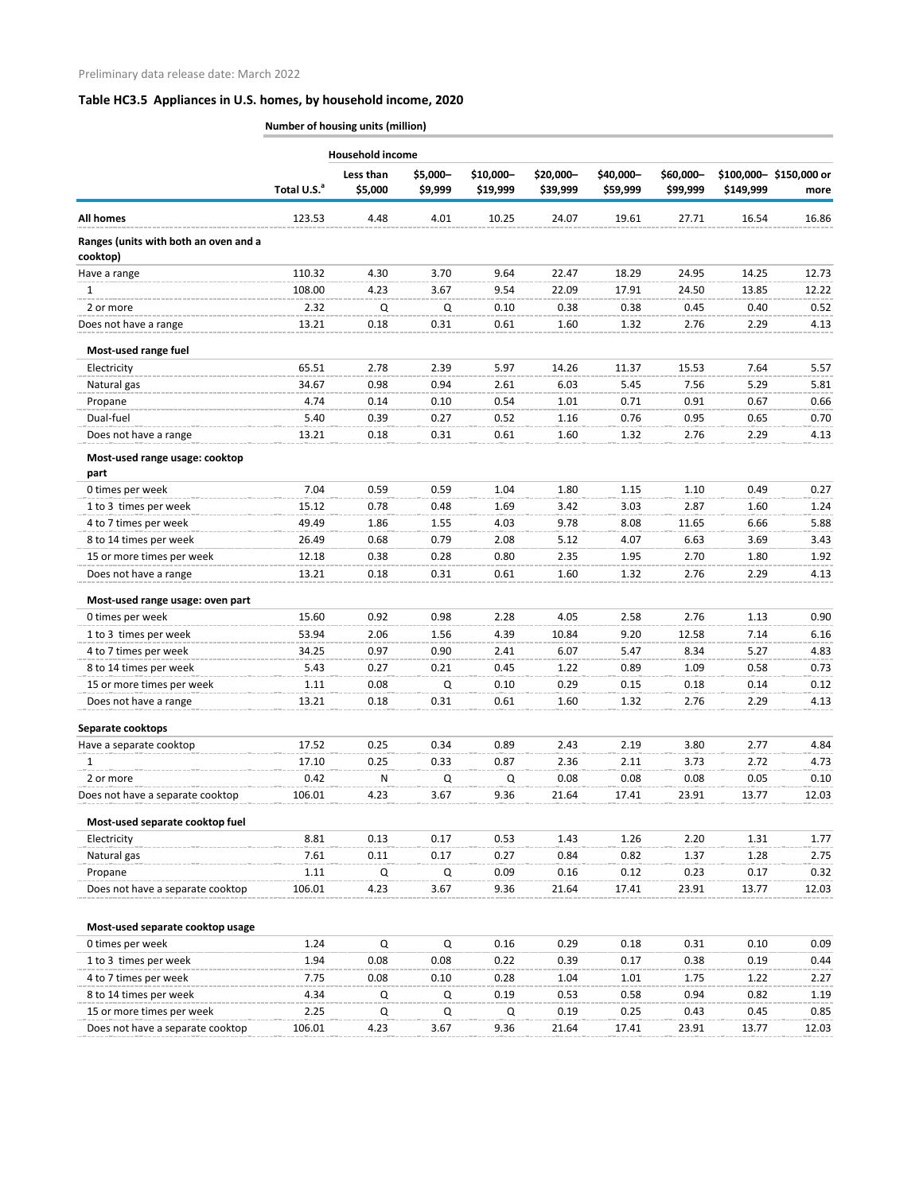Preliminary data release date: March 2022

## Table HC3.5 Appliances in U.S. homes, by household income, 2020

| | Number of housing units (million) | | | | | | | | |
|---|---|---|---|---|---|---|---|---|---|
| | | Household income | | | | | | | |
| | Total U.S.[a] | Less than $5,000 | $5,000–$9,999 | $10,000–$19,999 | $20,000–$39,999 | $40,000–$59,999 | $60,000–$99,999 | $100,000–$149,999 | $150,000 or more |
| **All homes** | 123.53 | 4.48 | 4.01 | 10.25 | 24.07 | 19.61 | 27.71 | 16.54 | 16.86 |
| **Ranges (units with both an oven and a cooktop)** | | | | | | | | | |
| Have a range | 110.32 | 4.30 | 3.70 | 9.64 | 22.47 | 18.29 | 24.95 | 14.25 | 12.73 |
| 1 | 108.00 | 4.23 | 3.67 | 9.54 | 22.09 | 17.91 | 24.50 | 13.85 | 12.22 |
| 2 or more | 2.32 | Q | Q | 0.10 | 0.38 | 0.38 | 0.45 | 0.40 | 0.52 |
| Does not have a range | 13.21 | 0.18 | 0.31 | 0.61 | 1.60 | 1.32 | 2.76 | 2.29 | 4.13 |
| **Most-used range fuel** | | | | | | | | | |
| Electricity | 65.51 | 2.78 | 2.39 | 5.97 | 14.26 | 11.37 | 15.53 | 7.64 | 5.57 |
| Natural gas | 34.67 | 0.98 | 0.94 | 2.61 | 6.03 | 5.45 | 7.56 | 5.29 | 5.81 |
| Propane | 4.74 | 0.14 | 0.10 | 0.54 | 1.01 | 0.71 | 0.91 | 0.67 | 0.66 |
| Dual-fuel | 5.40 | 0.39 | 0.27 | 0.52 | 1.16 | 0.76 | 0.95 | 0.65 | 0.70 |
| Does not have a range | 13.21 | 0.18 | 0.31 | 0.61 | 1.60 | 1.32 | 2.76 | 2.29 | 4.13 |
| **Most-used range usage: cooktop part** | | | | | | | | | |
| 0 times per week | 7.04 | 0.59 | 0.59 | 1.04 | 1.80 | 1.15 | 1.10 | 0.49 | 0.27 |
| 1 to 3 times per week | 15.12 | 0.78 | 0.48 | 1.69 | 3.42 | 3.03 | 2.87 | 1.60 | 1.24 |
| 4 to 7 times per week | 49.49 | 1.86 | 1.55 | 4.03 | 9.78 | 8.08 | 11.65 | 6.66 | 5.88 |
| 8 to 14 times per week | 26.49 | 0.68 | 0.79 | 2.08 | 5.12 | 4.07 | 6.63 | 3.69 | 3.43 |
| 15 or more times per week | 12.18 | 0.38 | 0.28 | 0.80 | 2.35 | 1.95 | 2.70 | 1.80 | 1.92 |
| Does not have a range | 13.21 | 0.18 | 0.31 | 0.61 | 1.60 | 1.32 | 2.76 | 2.29 | 4.13 |
| **Most-used range usage: oven part** | | | | | | | | | |
| 0 times per week | 15.60 | 0.92 | 0.98 | 2.28 | 4.05 | 2.58 | 2.76 | 1.13 | 0.90 |
| 1 to 3 times per week | 53.94 | 2.06 | 1.56 | 4.39 | 10.84 | 9.20 | 12.58 | 7.14 | 6.16 |
| 4 to 7 times per week | 34.25 | 0.97 | 0.90 | 2.41 | 6.07 | 5.47 | 8.34 | 5.27 | 4.83 |
| 8 to 14 times per week | 5.43 | 0.27 | 0.21 | 0.45 | 1.22 | 0.89 | 1.09 | 0.58 | 0.73 |
| 15 or more times per week | 1.11 | 0.08 | Q | 0.10 | 0.29 | 0.15 | 0.18 | 0.14 | 0.12 |
| Does not have a range | 13.21 | 0.18 | 0.31 | 0.61 | 1.60 | 1.32 | 2.76 | 2.29 | 4.13 |
| **Separate cooktops** | | | | | | | | | |
| Have a separate cooktop | 17.52 | 0.25 | 0.34 | 0.89 | 2.43 | 2.19 | 3.80 | 2.77 | 4.84 |
| 1 | 17.10 | 0.25 | 0.33 | 0.87 | 2.36 | 2.11 | 3.73 | 2.72 | 4.73 |
| 2 or more | 0.42 | N | Q | Q | 0.08 | 0.08 | 0.08 | 0.05 | 0.10 |
| Does not have a separate cooktop | 106.01 | 4.23 | 3.67 | 9.36 | 21.64 | 17.41 | 23.91 | 13.77 | 12.03 |
| **Most-used separate cooktop fuel** | | | | | | | | | |
| Electricity | 8.81 | 0.13 | 0.17 | 0.53 | 1.43 | 1.26 | 2.20 | 1.31 | 1.77 |
| Natural gas | 7.61 | 0.11 | 0.17 | 0.27 | 0.84 | 0.82 | 1.37 | 1.28 | 2.75 |
| Propane | 1.11 | Q | Q | 0.09 | 0.16 | 0.12 | 0.23 | 0.17 | 0.32 |
| Does not have a separate cooktop | 106.01 | 4.23 | 3.67 | 9.36 | 21.64 | 17.41 | 23.91 | 13.77 | 12.03 |
| **Most-used separate cooktop usage** | | | | | | | | | |
| 0 times per week | 1.24 | Q | Q | 0.16 | 0.29 | 0.18 | 0.31 | 0.10 | 0.09 |
| 1 to 3 times per week | 1.94 | 0.08 | 0.08 | 0.22 | 0.39 | 0.17 | 0.38 | 0.19 | 0.44 |
| 4 to 7 times per week | 7.75 | 0.08 | 0.10 | 0.28 | 1.04 | 1.01 | 1.75 | 1.22 | 2.27 |
| 8 to 14 times per week | 4.34 | Q | Q | 0.19 | 0.53 | 0.58 | 0.94 | 0.82 | 1.19 |
| 15 or more times per week | 2.25 | Q | Q | Q | 0.19 | 0.25 | 0.43 | 0.45 | 0.85 |
| Does not have a separate cooktop | 106.01 | 4.23 | 3.67 | 9.36 | 21.64 | 17.41 | 23.91 | 13.77 | 12.03 |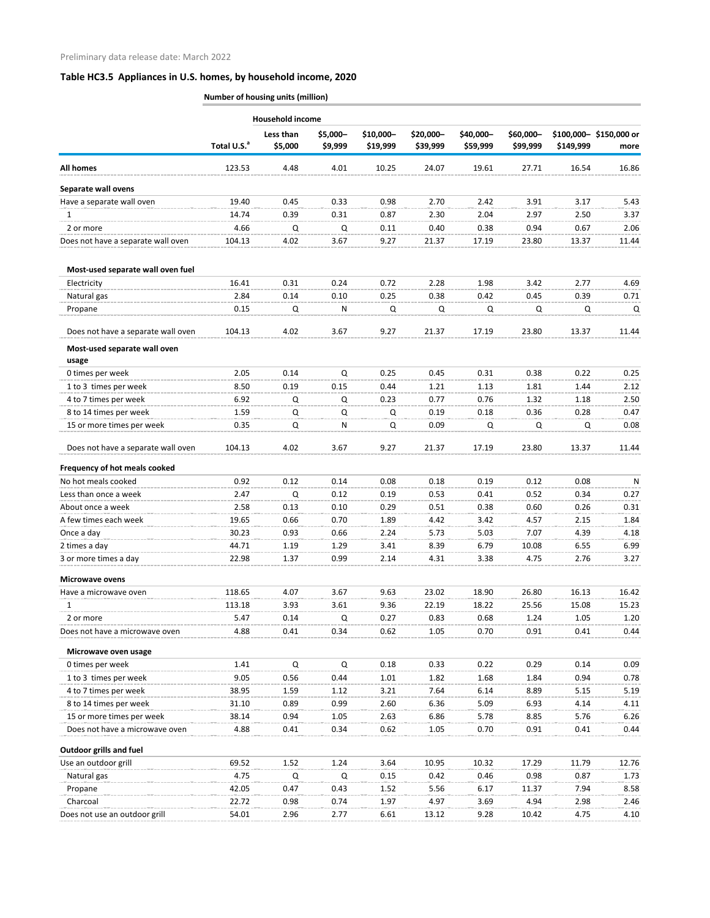Preliminary data release date: March 2022

## Table HC3.5 Appliances in U.S. homes, by household income, 2020

| | Number of housing units (million) | | | | | | | | |
|---|---|---|---|---|---|---|---|---|---|
| | | Household income | | | | | | | |
| | Total U.S.[a] | Less than $5,000 | $5,000–$9,999 | $10,000–$19,999 | $20,000–$39,999 | $40,000–$59,999 | $60,000–$99,999 | $100,000–$149,999 | $150,000 or more |
| **All homes** | 123.53 | 4.48 | 4.01 | 10.25 | 24.07 | 19.61 | 27.71 | 16.54 | 16.86 |
| **Separate wall ovens** | | | | | | | | | |
| Have a separate wall oven | 19.40 | 0.45 | 0.33 | 0.98 | 2.70 | 2.42 | 3.91 | 3.17 | 5.43 |
| 1 | 14.74 | 0.39 | 0.31 | 0.87 | 2.30 | 2.04 | 2.97 | 2.50 | 3.37 |
| 2 or more | 4.66 | Q | Q | 0.11 | 0.40 | 0.38 | 0.94 | 0.67 | 2.06 |
| Does not have a separate wall oven | 104.13 | 4.02 | 3.67 | 9.27 | 21.37 | 17.19 | 23.80 | 13.37 | 11.44 |
| **Most-used separate wall oven fuel** | | | | | | | | | |
| Electricity | 16.41 | 0.31 | 0.24 | 0.72 | 2.28 | 1.98 | 3.42 | 2.77 | 4.69 |
| Natural gas | 2.84 | 0.14 | 0.10 | 0.25 | 0.38 | 0.42 | 0.45 | 0.39 | 0.71 |
| Propane | 0.15 | Q | N | Q | Q | Q | Q | Q | Q |
| Does not have a separate wall oven | 104.13 | 4.02 | 3.67 | 9.27 | 21.37 | 17.19 | 23.80 | 13.37 | 11.44 |
| **Most-used separate wall oven usage** | | | | | | | | | |
| 0 times per week | 2.05 | 0.14 | Q | 0.25 | 0.45 | 0.31 | 0.38 | 0.22 | 0.25 |
| 1 to 3 times per week | 8.50 | 0.19 | 0.15 | 0.44 | 1.21 | 1.13 | 1.81 | 1.44 | 2.12 |
| 4 to 7 times per week | 6.92 | Q | Q | 0.23 | 0.77 | 0.76 | 1.32 | 1.18 | 2.50 |
| 8 to 14 times per week | 1.59 | Q | Q | Q | 0.19 | 0.18 | 0.36 | 0.28 | 0.47 |
| 15 or more times per week | 0.35 | Q | N | Q | 0.09 | Q | Q | Q | 0.08 |
| Does not have a separate wall oven | 104.13 | 4.02 | 3.67 | 9.27 | 21.37 | 17.19 | 23.80 | 13.37 | 11.44 |
| **Frequency of hot meals cooked** | | | | | | | | | |
| No hot meals cooked | 0.92 | 0.12 | 0.14 | 0.08 | 0.18 | 0.19 | 0.12 | 0.08 | N |
| Less than once a week | 2.47 | Q | 0.12 | 0.19 | 0.53 | 0.41 | 0.52 | 0.34 | 0.27 |
| About once a week | 2.58 | 0.13 | 0.10 | 0.29 | 0.51 | 0.38 | 0.60 | 0.26 | 0.31 |
| A few times each week | 19.65 | 0.66 | 0.70 | 1.89 | 4.42 | 3.42 | 4.57 | 2.15 | 1.84 |
| Once a day | 30.23 | 0.93 | 0.66 | 2.24 | 5.73 | 5.03 | 7.07 | 4.39 | 4.18 |
| 2 times a day | 44.71 | 1.19 | 1.29 | 3.41 | 8.39 | 6.79 | 10.08 | 6.55 | 6.99 |
| 3 or more times a day | 22.98 | 1.37 | 0.99 | 2.14 | 4.31 | 3.38 | 4.75 | 2.76 | 3.27 |
| **Microwave ovens** | | | | | | | | | |
| Have a microwave oven | 118.65 | 4.07 | 3.67 | 9.63 | 23.02 | 18.90 | 26.80 | 16.13 | 16.42 |
| 1 | 113.18 | 3.93 | 3.61 | 9.36 | 22.19 | 18.22 | 25.56 | 15.08 | 15.23 |
| 2 or more | 5.47 | 0.14 | Q | 0.27 | 0.83 | 0.68 | 1.24 | 1.05 | 1.20 |
| Does not have a microwave oven | 4.88 | 0.41 | 0.34 | 0.62 | 1.05 | 0.70 | 0.91 | 0.41 | 0.44 |
| **Microwave oven usage** | | | | | | | | | |
| 0 times per week | 1.41 | Q | Q | 0.18 | 0.33 | 0.22 | 0.29 | 0.14 | 0.09 |
| 1 to 3 times per week | 9.05 | 0.56 | 0.44 | 1.01 | 1.82 | 1.68 | 1.84 | 0.94 | 0.78 |
| 4 to 7 times per week | 38.95 | 1.59 | 1.12 | 3.21 | 7.64 | 6.14 | 8.89 | 5.15 | 5.19 |
| 8 to 14 times per week | 31.10 | 0.89 | 0.99 | 2.60 | 6.36 | 5.09 | 6.93 | 4.14 | 4.11 |
| 15 or more times per week | 38.14 | 0.94 | 1.05 | 2.63 | 6.86 | 5.78 | 8.85 | 5.76 | 6.26 |
| Does not have a microwave oven | 4.88 | 0.41 | 0.34 | 0.62 | 1.05 | 0.70 | 0.91 | 0.41 | 0.44 |
| **Outdoor grills and fuel** | | | | | | | | | |
| Use an outdoor grill | 69.52 | 1.52 | 1.24 | 3.64 | 10.95 | 10.32 | 17.29 | 11.79 | 12.76 |
| Natural gas | 4.75 | Q | Q | 0.15 | 0.42 | 0.46 | 0.98 | 0.87 | 1.73 |
| Propane | 42.05 | 0.47 | 0.43 | 1.52 | 5.56 | 6.17 | 11.37 | 7.94 | 8.58 |
| Charcoal | 22.72 | 0.98 | 0.74 | 1.97 | 4.97 | 3.69 | 4.94 | 2.98 | 2.46 |
| Does not use an outdoor grill | 54.01 | 2.96 | 2.77 | 6.61 | 13.12 | 9.28 | 10.42 | 4.75 | 4.10 |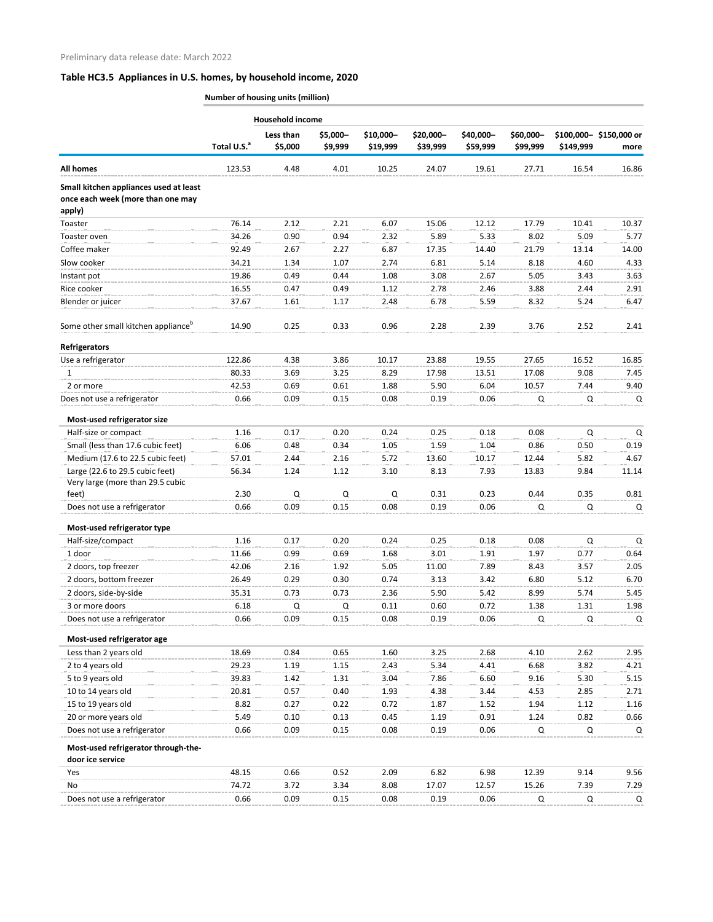Preliminary data release date: March 2022

## Table HC3.5 Appliances in U.S. homes, by household income, 2020

| | Number of housing units (million) | | | | | | | | |
|---|---|---|---|---|---|---|---|---|---|
| | | Household income | | | | | | | |
| | Total U.S.[a] | Less than $5,000 | $5,000–$9,999 | $10,000–$19,999 | $20,000–$39,999 | $40,000–$59,999 | $60,000–$99,999 | $100,000–$149,999 | $150,000 or more |
| **All homes** | 123.53 | 4.48 | 4.01 | 10.25 | 24.07 | 19.61 | 27.71 | 16.54 | 16.86 |
| **Small kitchen appliances used at least once each week (more than one may apply)** | | | | | | | | | |
| Toaster | 76.14 | 2.12 | 2.21 | 6.07 | 15.06 | 12.12 | 17.79 | 10.41 | 10.37 |
| Toaster oven | 34.26 | 0.90 | 0.94 | 2.32 | 5.89 | 5.33 | 8.02 | 5.09 | 5.77 |
| Coffee maker | 92.49 | 2.67 | 2.27 | 6.87 | 17.35 | 14.40 | 21.79 | 13.14 | 14.00 |
| Slow cooker | 34.21 | 1.34 | 1.07 | 2.74 | 6.81 | 5.14 | 8.18 | 4.60 | 4.33 |
| Instant pot | 19.86 | 0.49 | 0.44 | 1.08 | 3.08 | 2.67 | 5.05 | 3.43 | 3.63 |
| Rice cooker | 16.55 | 0.47 | 0.49 | 1.12 | 2.78 | 2.46 | 3.88 | 2.44 | 2.91 |
| Blender or juicer | 37.67 | 1.61 | 1.17 | 2.48 | 6.78 | 5.59 | 8.32 | 5.24 | 6.47 |
| Some other small kitchen appliance[b] | 14.90 | 0.25 | 0.33 | 0.96 | 2.28 | 2.39 | 3.76 | 2.52 | 2.41 |
| **Refrigerators** | | | | | | | | | |
| Use a refrigerator | 122.86 | 4.38 | 3.86 | 10.17 | 23.88 | 19.55 | 27.65 | 16.52 | 16.85 |
| 1 | 80.33 | 3.69 | 3.25 | 8.29 | 17.98 | 13.51 | 17.08 | 9.08 | 7.45 |
| 2 or more | 42.53 | 0.69 | 0.61 | 1.88 | 5.90 | 6.04 | 10.57 | 7.44 | 9.40 |
| Does not use a refrigerator | 0.66 | 0.09 | 0.15 | 0.08 | 0.19 | 0.06 | Q | Q | Q |
| **Most-used refrigerator size** | | | | | | | | | |
| Half-size or compact | 1.16 | 0.17 | 0.20 | 0.24 | 0.25 | 0.18 | 0.08 | Q | Q |
| Small (less than 17.6 cubic feet) | 6.06 | 0.48 | 0.34 | 1.05 | 1.59 | 1.04 | 0.86 | 0.50 | 0.19 |
| Medium (17.6 to 22.5 cubic feet) | 57.01 | 2.44 | 2.16 | 5.72 | 13.60 | 10.17 | 12.44 | 5.82 | 4.67 |
| Large (22.6 to 29.5 cubic feet) | 56.34 | 1.24 | 1.12 | 3.10 | 8.13 | 7.93 | 13.83 | 9.84 | 11.14 |
| Very large (more than 29.5 cubic feet) | 2.30 | Q | Q | Q | 0.31 | 0.23 | 0.44 | 0.35 | 0.81 |
| Does not use a refrigerator | 0.66 | 0.09 | 0.15 | 0.08 | 0.19 | 0.06 | Q | Q | Q |
| **Most-used refrigerator type** | | | | | | | | | |
| Half-size/compact | 1.16 | 0.17 | 0.20 | 0.24 | 0.25 | 0.18 | 0.08 | Q | Q |
| 1 door | 11.66 | 0.99 | 0.69 | 1.68 | 3.01 | 1.91 | 1.97 | 0.77 | 0.64 |
| 2 doors, top freezer | 42.06 | 2.16 | 1.92 | 5.05 | 11.00 | 7.89 | 8.43 | 3.57 | 2.05 |
| 2 doors, bottom freezer | 26.49 | 0.29 | 0.30 | 0.74 | 3.13 | 3.42 | 6.80 | 5.12 | 6.70 |
| 2 doors, side-by-side | 35.31 | 0.73 | 0.73 | 2.36 | 5.90 | 5.42 | 8.99 | 5.74 | 5.45 |
| 3 or more doors | 6.18 | Q | Q | 0.11 | 0.60 | 0.72 | 1.38 | 1.31 | 1.98 |
| Does not use a refrigerator | 0.66 | 0.09 | 0.15 | 0.08 | 0.19 | 0.06 | Q | Q | Q |
| **Most-used refrigerator age** | | | | | | | | | |
| Less than 2 years old | 18.69 | 0.84 | 0.65 | 1.60 | 3.25 | 2.68 | 4.10 | 2.62 | 2.95 |
| 2 to 4 years old | 29.23 | 1.19 | 1.15 | 2.43 | 5.34 | 4.41 | 6.68 | 3.82 | 4.21 |
| 5 to 9 years old | 39.83 | 1.42 | 1.31 | 3.04 | 7.86 | 6.60 | 9.16 | 5.30 | 5.15 |
| 10 to 14 years old | 20.81 | 0.57 | 0.40 | 1.93 | 4.38 | 3.44 | 4.53 | 2.85 | 2.71 |
| 15 to 19 years old | 8.82 | 0.27 | 0.22 | 0.72 | 1.87 | 1.52 | 1.94 | 1.12 | 1.16 |
| 20 or more years old | 5.49 | 0.10 | 0.13 | 0.45 | 1.19 | 0.91 | 1.24 | 0.82 | 0.66 |
| Does not use a refrigerator | 0.66 | 0.09 | 0.15 | 0.08 | 0.19 | 0.06 | Q | Q | Q |
| **Most-used refrigerator through-the-door ice service** | | | | | | | | | |
| Yes | 48.15 | 0.66 | 0.52 | 2.09 | 6.82 | 6.98 | 12.39 | 9.14 | 9.56 |
| No | 74.72 | 3.72 | 3.34 | 8.08 | 17.07 | 12.57 | 15.26 | 7.39 | 7.29 |
| Does not use a refrigerator | 0.66 | 0.09 | 0.15 | 0.08 | 0.19 | 0.06 | Q | Q | Q |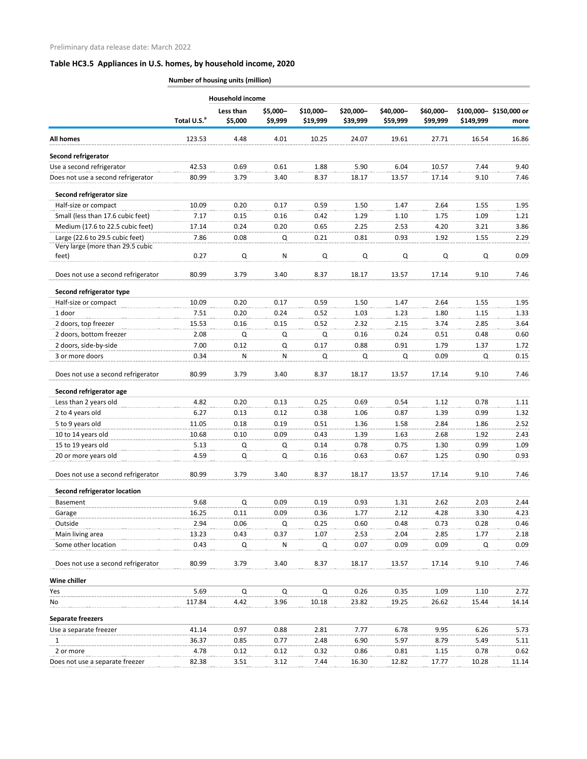Preliminary data release date: March 2022

## Table HC3.5 Appliances in U.S. homes, by household income, 2020

| | Number of housing units (million) | | | | | | | | |
|---|---|---|---|---|---|---|---|---|---|
| | | Household income | | | | | | | |
| | Total U.S.[a] | Less than $5,000 | $5,000–$9,999 | $10,000–$19,999 | $20,000–$39,999 | $40,000–$59,999 | $60,000–$99,999 | $100,000–$149,999 | $150,000 or more |
| **All homes** | 123.53 | 4.48 | 4.01 | 10.25 | 24.07 | 19.61 | 27.71 | 16.54 | 16.86 |
| **Second refrigerator** | | | | | | | | | |
| Use a second refrigerator | 42.53 | 0.69 | 0.61 | 1.88 | 5.90 | 6.04 | 10.57 | 7.44 | 9.40 |
| Does not use a second refrigerator | 80.99 | 3.79 | 3.40 | 8.37 | 18.17 | 13.57 | 17.14 | 9.10 | 7.46 |
| **Second refrigerator size** | | | | | | | | | |
| Half-size or compact | 10.09 | 0.20 | 0.17 | 0.59 | 1.50 | 1.47 | 2.64 | 1.55 | 1.95 |
| Small (less than 17.6 cubic feet) | 7.17 | 0.15 | 0.16 | 0.42 | 1.29 | 1.10 | 1.75 | 1.09 | 1.21 |
| Medium (17.6 to 22.5 cubic feet) | 17.14 | 0.24 | 0.20 | 0.65 | 2.25 | 2.53 | 4.20 | 3.21 | 3.86 |
| Large (22.6 to 29.5 cubic feet) | 7.86 | 0.08 | Q | 0.21 | 0.81 | 0.93 | 1.92 | 1.55 | 2.29 |
| Very large (more than 29.5 cubic feet) | 0.27 | Q | N | Q | Q | Q | Q | Q | 0.09 |
| Does not use a second refrigerator | 80.99 | 3.79 | 3.40 | 8.37 | 18.17 | 13.57 | 17.14 | 9.10 | 7.46 |
| **Second refrigerator type** | | | | | | | | | |
| Half-size or compact | 10.09 | 0.20 | 0.17 | 0.59 | 1.50 | 1.47 | 2.64 | 1.55 | 1.95 |
| 1 door | 7.51 | 0.20 | 0.24 | 0.52 | 1.03 | 1.23 | 1.80 | 1.15 | 1.33 |
| 2 doors, top freezer | 15.53 | 0.16 | 0.15 | 0.52 | 2.32 | 2.15 | 3.74 | 2.85 | 3.64 |
| 2 doors, bottom freezer | 2.08 | Q | Q | Q | 0.16 | 0.24 | 0.51 | 0.48 | 0.60 |
| 2 doors, side-by-side | 7.00 | 0.12 | Q | 0.17 | 0.88 | 0.91 | 1.79 | 1.37 | 1.72 |
| 3 or more doors | 0.34 | N | N | Q | Q | Q | 0.09 | Q | 0.15 |
| Does not use a second refrigerator | 80.99 | 3.79 | 3.40 | 8.37 | 18.17 | 13.57 | 17.14 | 9.10 | 7.46 |
| **Second refrigerator age** | | | | | | | | | |
| Less than 2 years old | 4.82 | 0.20 | 0.13 | 0.25 | 0.69 | 0.54 | 1.12 | 0.78 | 1.11 |
| 2 to 4 years old | 6.27 | 0.13 | 0.12 | 0.38 | 1.06 | 0.87 | 1.39 | 0.99 | 1.32 |
| 5 to 9 years old | 11.05 | 0.18 | 0.19 | 0.51 | 1.36 | 1.58 | 2.84 | 1.86 | 2.52 |
| 10 to 14 years old | 10.68 | 0.10 | 0.09 | 0.43 | 1.39 | 1.63 | 2.68 | 1.92 | 2.43 |
| 15 to 19 years old | 5.13 | Q | Q | 0.14 | 0.78 | 0.75 | 1.30 | 0.99 | 1.09 |
| 20 or more years old | 4.59 | Q | Q | 0.16 | 0.63 | 0.67 | 1.25 | 0.90 | 0.93 |
| Does not use a second refrigerator | 80.99 | 3.79 | 3.40 | 8.37 | 18.17 | 13.57 | 17.14 | 9.10 | 7.46 |
| **Second refrigerator location** | | | | | | | | | |
| Basement | 9.68 | Q | 0.09 | 0.19 | 0.93 | 1.31 | 2.62 | 2.03 | 2.44 |
| Garage | 16.25 | 0.11 | 0.09 | 0.36 | 1.77 | 2.12 | 4.28 | 3.30 | 4.23 |
| Outside | 2.94 | 0.06 | Q | 0.25 | 0.60 | 0.48 | 0.73 | 0.28 | 0.46 |
| Main living area | 13.23 | 0.43 | 0.37 | 1.07 | 2.53 | 2.04 | 2.85 | 1.77 | 2.18 |
| Some other location | 0.43 | Q | N | Q | 0.07 | 0.09 | 0.09 | Q | 0.09 |
| Does not use a second refrigerator | 80.99 | 3.79 | 3.40 | 8.37 | 18.17 | 13.57 | 17.14 | 9.10 | 7.46 |
| **Wine chiller** | | | | | | | | | |
| Yes | 5.69 | Q | Q | Q | 0.26 | 0.35 | 1.09 | 1.10 | 2.72 |
| No | 117.84 | 4.42 | 3.96 | 10.18 | 23.82 | 19.25 | 26.62 | 15.44 | 14.14 |
| **Separate freezers** | | | | | | | | | |
| Use a separate freezer | 41.14 | 0.97 | 0.88 | 2.81 | 7.77 | 6.78 | 9.95 | 6.26 | 5.73 |
| 1 | 36.37 | 0.85 | 0.77 | 2.48 | 6.90 | 5.97 | 8.79 | 5.49 | 5.11 |
| 2 or more | 4.78 | 0.12 | 0.12 | 0.32 | 0.86 | 0.81 | 1.15 | 0.78 | 0.62 |
| Does not use a separate freezer | 82.38 | 3.51 | 3.12 | 7.44 | 16.30 | 12.82 | 17.77 | 10.28 | 11.14 |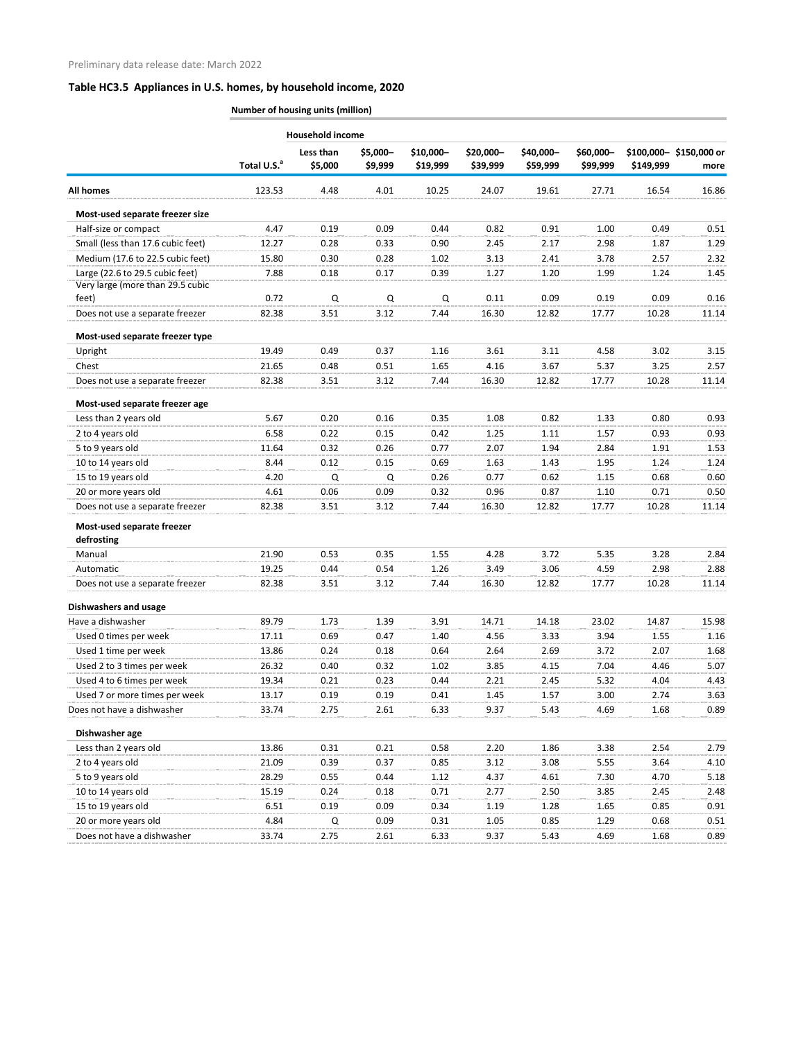Preliminary data release date: March 2022

## Table HC3.5 Appliances in U.S. homes, by household income, 2020

**Number of housing units (million)**

| | | Household income | | | | | | | |
|---|---|---|---|---|---|---|---|---|---|
| | Total U.S.[a] | Less than $5,000 | $5,000–$9,999 | $10,000–$19,999 | $20,000–$39,999 | $40,000–$59,999 | $60,000–$99,999 | $100,000–$149,999 | $150,000 or more |
| **All homes** | 123.53 | 4.48 | 4.01 | 10.25 | 24.07 | 19.61 | 27.71 | 16.54 | 16.86 |
| **Most-used separate freezer size** | | | | | | | | | |
| Half-size or compact | 4.47 | 0.19 | 0.09 | 0.44 | 0.82 | 0.91 | 1.00 | 0.49 | 0.51 |
| Small (less than 17.6 cubic feet) | 12.27 | 0.28 | 0.33 | 0.90 | 2.45 | 2.17 | 2.98 | 1.87 | 1.29 |
| Medium (17.6 to 22.5 cubic feet) | 15.80 | 0.30 | 0.28 | 1.02 | 3.13 | 2.41 | 3.78 | 2.57 | 2.32 |
| Large (22.6 to 29.5 cubic feet) | 7.88 | 0.18 | 0.17 | 0.39 | 1.27 | 1.20 | 1.99 | 1.24 | 1.45 |
| Very large (more than 29.5 cubic feet) | 0.72 | Q | Q | Q | 0.11 | 0.09 | 0.19 | 0.09 | 0.16 |
| Does not use a separate freezer | 82.38 | 3.51 | 3.12 | 7.44 | 16.30 | 12.82 | 17.77 | 10.28 | 11.14 |
| **Most-used separate freezer type** | | | | | | | | | |
| Upright | 19.49 | 0.49 | 0.37 | 1.16 | 3.61 | 3.11 | 4.58 | 3.02 | 3.15 |
| Chest | 21.65 | 0.48 | 0.51 | 1.65 | 4.16 | 3.67 | 5.37 | 3.25 | 2.57 |
| Does not use a separate freezer | 82.38 | 3.51 | 3.12 | 7.44 | 16.30 | 12.82 | 17.77 | 10.28 | 11.14 |
| **Most-used separate freezer age** | | | | | | | | | |
| Less than 2 years old | 5.67 | 0.20 | 0.16 | 0.35 | 1.08 | 0.82 | 1.33 | 0.80 | 0.93 |
| 2 to 4 years old | 6.58 | 0.22 | 0.15 | 0.42 | 1.25 | 1.11 | 1.57 | 0.93 | 0.93 |
| 5 to 9 years old | 11.64 | 0.32 | 0.26 | 0.77 | 2.07 | 1.94 | 2.84 | 1.91 | 1.53 |
| 10 to 14 years old | 8.44 | 0.12 | 0.15 | 0.69 | 1.63 | 1.43 | 1.95 | 1.24 | 1.24 |
| 15 to 19 years old | 4.20 | Q | Q | 0.26 | 0.77 | 0.62 | 1.15 | 0.68 | 0.60 |
| 20 or more years old | 4.61 | 0.06 | 0.09 | 0.32 | 0.96 | 0.87 | 1.10 | 0.71 | 0.50 |
| Does not use a separate freezer | 82.38 | 3.51 | 3.12 | 7.44 | 16.30 | 12.82 | 17.77 | 10.28 | 11.14 |
| **Most-used separate freezer defrosting** | | | | | | | | | |
| Manual | 21.90 | 0.53 | 0.35 | 1.55 | 4.28 | 3.72 | 5.35 | 3.28 | 2.84 |
| Automatic | 19.25 | 0.44 | 0.54 | 1.26 | 3.49 | 3.06 | 4.59 | 2.98 | 2.88 |
| Does not use a separate freezer | 82.38 | 3.51 | 3.12 | 7.44 | 16.30 | 12.82 | 17.77 | 10.28 | 11.14 |
| **Dishwashers and usage** | | | | | | | | | |
| Have a dishwasher | 89.79 | 1.73 | 1.39 | 3.91 | 14.71 | 14.18 | 23.02 | 14.87 | 15.98 |
| Used 0 times per week | 17.11 | 0.69 | 0.47 | 1.40 | 4.56 | 3.33 | 3.94 | 1.55 | 1.16 |
| Used 1 time per week | 13.86 | 0.24 | 0.18 | 0.64 | 2.64 | 2.69 | 3.72 | 2.07 | 1.68 |
| Used 2 to 3 times per week | 26.32 | 0.40 | 0.32 | 1.02 | 3.85 | 4.15 | 7.04 | 4.46 | 5.07 |
| Used 4 to 6 times per week | 19.34 | 0.21 | 0.23 | 0.44 | 2.21 | 2.45 | 5.32 | 4.04 | 4.43 |
| Used 7 or more times per week | 13.17 | 0.19 | 0.19 | 0.41 | 1.45 | 1.57 | 3.00 | 2.74 | 3.63 |
| Does not have a dishwasher | 33.74 | 2.75 | 2.61 | 6.33 | 9.37 | 5.43 | 4.69 | 1.68 | 0.89 |
| **Dishwasher age** | | | | | | | | | |
| Less than 2 years old | 13.86 | 0.31 | 0.21 | 0.58 | 2.20 | 1.86 | 3.38 | 2.54 | 2.79 |
| 2 to 4 years old | 21.09 | 0.39 | 0.37 | 0.85 | 3.12 | 3.08 | 5.55 | 3.64 | 4.10 |
| 5 to 9 years old | 28.29 | 0.55 | 0.44 | 1.12 | 4.37 | 4.61 | 7.30 | 4.70 | 5.18 |
| 10 to 14 years old | 15.19 | 0.24 | 0.18 | 0.71 | 2.77 | 2.50 | 3.85 | 2.45 | 2.48 |
| 15 to 19 years old | 6.51 | 0.19 | 0.09 | 0.34 | 1.19 | 1.28 | 1.65 | 0.85 | 0.91 |
| 20 or more years old | 4.84 | Q | 0.09 | 0.31 | 1.05 | 0.85 | 1.29 | 0.68 | 0.51 |
| Does not have a dishwasher | 33.74 | 2.75 | 2.61 | 6.33 | 9.37 | 5.43 | 4.69 | 1.68 | 0.89 |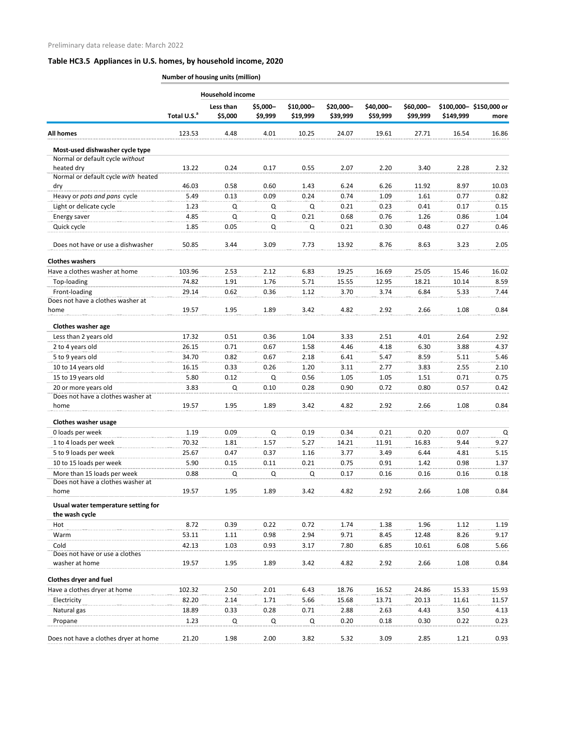Preliminary data release date: March 2022

## Table HC3.5 Appliances in U.S. homes, by household income, 2020

**Number of housing units (million)**

| | | Household income | | | | | | | |
|---|---|---|---|---|---|---|---|---|---|
| | Total U.S.[a] | Less than $5,000 | $5,000–$9,999 | $10,000–$19,999 | $20,000–$39,999 | $40,000–$59,999 | $60,000–$99,999 | $100,000–$149,999 | $150,000 or more |
| **All homes** | 123.53 | 4.48 | 4.01 | 10.25 | 24.07 | 19.61 | 27.71 | 16.54 | 16.86 |
| **Most-used dishwasher cycle type** | | | | | | | | | |
| Normal or default cycle *without* heated dry | 13.22 | 0.24 | 0.17 | 0.55 | 2.07 | 2.20 | 3.40 | 2.28 | 2.32 |
| Normal or default cycle *with* heated dry | 46.03 | 0.58 | 0.60 | 1.43 | 6.24 | 6.26 | 11.92 | 8.97 | 10.03 |
| Heavy or *pots and pans* cycle | 5.49 | 0.13 | 0.09 | 0.24 | 0.74 | 1.09 | 1.61 | 0.77 | 0.82 |
| Light or delicate cycle | 1.23 | Q | Q | Q | 0.21 | 0.23 | 0.41 | 0.17 | 0.15 |
| Energy saver | 4.85 | Q | Q | 0.21 | 0.68 | 0.76 | 1.26 | 0.86 | 1.04 |
| Quick cycle | 1.85 | 0.05 | Q | Q | 0.21 | 0.30 | 0.48 | 0.27 | 0.46 |
| Does not have or use a dishwasher | 50.85 | 3.44 | 3.09 | 7.73 | 13.92 | 8.76 | 8.63 | 3.23 | 2.05 |
| **Clothes washers** | | | | | | | | | |
| Have a clothes washer at home | 103.96 | 2.53 | 2.12 | 6.83 | 19.25 | 16.69 | 25.05 | 15.46 | 16.02 |
| Top-loading | 74.82 | 1.91 | 1.76 | 5.71 | 15.55 | 12.95 | 18.21 | 10.14 | 8.59 |
| Front-loading | 29.14 | 0.62 | 0.36 | 1.12 | 3.70 | 3.74 | 6.84 | 5.33 | 7.44 |
| Does not have a clothes washer at home | 19.57 | 1.95 | 1.89 | 3.42 | 4.82 | 2.92 | 2.66 | 1.08 | 0.84 |
| **Clothes washer age** | | | | | | | | | |
| Less than 2 years old | 17.32 | 0.51 | 0.36 | 1.04 | 3.33 | 2.51 | 4.01 | 2.64 | 2.92 |
| 2 to 4 years old | 26.15 | 0.71 | 0.67 | 1.58 | 4.46 | 4.18 | 6.30 | 3.88 | 4.37 |
| 5 to 9 years old | 34.70 | 0.82 | 0.67 | 2.18 | 6.41 | 5.47 | 8.59 | 5.11 | 5.46 |
| 10 to 14 years old | 16.15 | 0.33 | 0.26 | 1.20 | 3.11 | 2.77 | 3.83 | 2.55 | 2.10 |
| 15 to 19 years old | 5.80 | 0.12 | Q | 0.56 | 1.05 | 1.05 | 1.51 | 0.71 | 0.75 |
| 20 or more years old | 3.83 | Q | 0.10 | 0.28 | 0.90 | 0.72 | 0.80 | 0.57 | 0.42 |
| Does not have a clothes washer at home | 19.57 | 1.95 | 1.89 | 3.42 | 4.82 | 2.92 | 2.66 | 1.08 | 0.84 |
| **Clothes washer usage** | | | | | | | | | |
| 0 loads per week | 1.19 | 0.09 | Q | 0.19 | 0.34 | 0.21 | 0.20 | 0.07 | Q |
| 1 to 4 loads per week | 70.32 | 1.81 | 1.57 | 5.27 | 14.21 | 11.91 | 16.83 | 9.44 | 9.27 |
| 5 to 9 loads per week | 25.67 | 0.47 | 0.37 | 1.16 | 3.77 | 3.49 | 6.44 | 4.81 | 5.15 |
| 10 to 15 loads per week | 5.90 | 0.15 | 0.11 | 0.21 | 0.75 | 0.91 | 1.42 | 0.98 | 1.37 |
| More than 15 loads per week | 0.88 | Q | Q | Q | 0.17 | 0.16 | 0.16 | 0.16 | 0.18 |
| Does not have a clothes washer at home | 19.57 | 1.95 | 1.89 | 3.42 | 4.82 | 2.92 | 2.66 | 1.08 | 0.84 |
| **Usual water temperature setting for the wash cycle** | | | | | | | | | |
| Hot | 8.72 | 0.39 | 0.22 | 0.72 | 1.74 | 1.38 | 1.96 | 1.12 | 1.19 |
| Warm | 53.11 | 1.11 | 0.98 | 2.94 | 9.71 | 8.45 | 12.48 | 8.26 | 9.17 |
| Cold | 42.13 | 1.03 | 0.93 | 3.17 | 7.80 | 6.85 | 10.61 | 6.08 | 5.66 |
| Does not have or use a clothes washer at home | 19.57 | 1.95 | 1.89 | 3.42 | 4.82 | 2.92 | 2.66 | 1.08 | 0.84 |
| **Clothes dryer and fuel** | | | | | | | | | |
| Have a clothes dryer at home | 102.32 | 2.50 | 2.01 | 6.43 | 18.76 | 16.52 | 24.86 | 15.33 | 15.93 |
| Electricity | 82.20 | 2.14 | 1.71 | 5.66 | 15.68 | 13.71 | 20.13 | 11.61 | 11.57 |
| Natural gas | 18.89 | 0.33 | 0.28 | 0.71 | 2.88 | 2.63 | 4.43 | 3.50 | 4.13 |
| Propane | 1.23 | Q | Q | Q | 0.20 | 0.18 | 0.30 | 0.22 | 0.23 |
| Does not have a clothes dryer at home | 21.20 | 1.98 | 2.00 | 3.82 | 5.32 | 3.09 | 2.85 | 1.21 | 0.93 |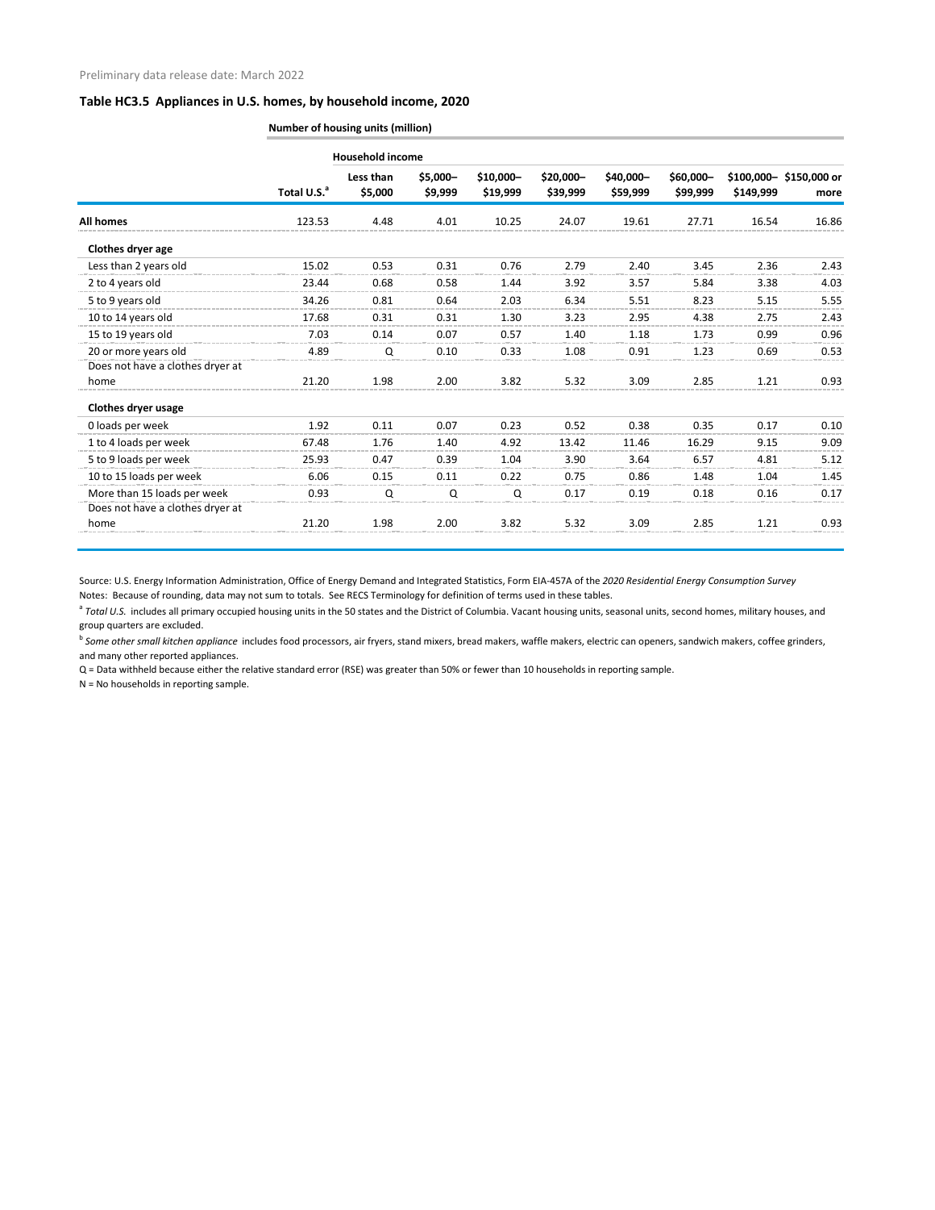Preliminary data release date: March 2022

### Table HC3.5 Appliances in U.S. homes, by household income, 2020

| | Number of housing units (million) | | | | | | | | |
|---|---|---|---|---|---|---|---|---|---|
| | | Household income | | | | | | | |
| | Total U.S.[a] | Less than $5,000 | $5,000–$9,999 | $10,000–$19,999 | $20,000–$39,999 | $40,000–$59,999 | $60,000–$99,999 | $100,000–$149,999 | $150,000 or more |
| **All homes** | 123.53 | 4.48 | 4.01 | 10.25 | 24.07 | 19.61 | 27.71 | 16.54 | 16.86 |
| **Clothes dryer age** | | | | | | | | | |
| Less than 2 years old | 15.02 | 0.53 | 0.31 | 0.76 | 2.79 | 2.40 | 3.45 | 2.36 | 2.43 |
| 2 to 4 years old | 23.44 | 0.68 | 0.58 | 1.44 | 3.92 | 3.57 | 5.84 | 3.38 | 4.03 |
| 5 to 9 years old | 34.26 | 0.81 | 0.64 | 2.03 | 6.34 | 5.51 | 8.23 | 5.15 | 5.55 |
| 10 to 14 years old | 17.68 | 0.31 | 0.31 | 1.30 | 3.23 | 2.95 | 4.38 | 2.75 | 2.43 |
| 15 to 19 years old | 7.03 | 0.14 | 0.07 | 0.57 | 1.40 | 1.18 | 1.73 | 0.99 | 0.96 |
| 20 or more years old | 4.89 | Q | 0.10 | 0.33 | 1.08 | 0.91 | 1.23 | 0.69 | 0.53 |
| Does not have a clothes dryer at home | 21.20 | 1.98 | 2.00 | 3.82 | 5.32 | 3.09 | 2.85 | 1.21 | 0.93 |
| **Clothes dryer usage** | | | | | | | | | |
| 0 loads per week | 1.92 | 0.11 | 0.07 | 0.23 | 0.52 | 0.38 | 0.35 | 0.17 | 0.10 |
| 1 to 4 loads per week | 67.48 | 1.76 | 1.40 | 4.92 | 13.42 | 11.46 | 16.29 | 9.15 | 9.09 |
| 5 to 9 loads per week | 25.93 | 0.47 | 0.39 | 1.04 | 3.90 | 3.64 | 6.57 | 4.81 | 5.12 |
| 10 to 15 loads per week | 6.06 | 0.15 | 0.11 | 0.22 | 0.75 | 0.86 | 1.48 | 1.04 | 1.45 |
| More than 15 loads per week | 0.93 | Q | Q | Q | 0.17 | 0.19 | 0.18 | 0.16 | 0.17 |
| Does not have a clothes dryer at home | 21.20 | 1.98 | 2.00 | 3.82 | 5.32 | 3.09 | 2.85 | 1.21 | 0.93 |

Source: U.S. Energy Information Administration, Office of Energy Demand and Integrated Statistics, Form EIA-457A of the *2020 Residential Energy Consumption Survey*

Notes: Because of rounding, data may not sum to totals. See RECS Terminology for definition of terms used in these tables.

[a] *Total U.S.* includes all primary occupied housing units in the 50 states and the District of Columbia. Vacant housing units, seasonal units, second homes, military houses, and group quarters are excluded.

[b] *Some other small kitchen appliance* includes food processors, air fryers, stand mixers, bread makers, waffle makers, electric can openers, sandwich makers, coffee grinders, and many other reported appliances.

Q = Data withheld because either the relative standard error (RSE) was greater than 50% or fewer than 10 households in reporting sample.

N = No households in reporting sample.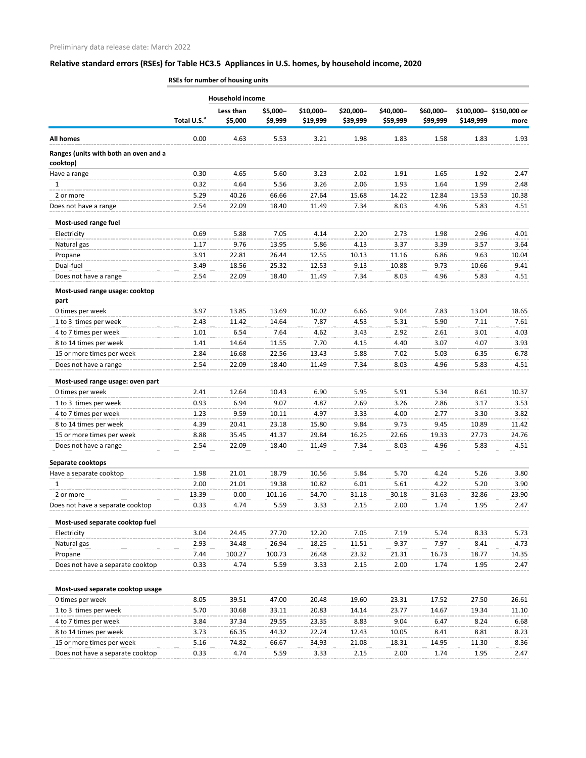Preliminary data release date: March 2022

## Relative standard errors (RSEs) for Table HC3.5 Appliances in U.S. homes, by household income, 2020

| | RSEs for number of housing units | | | | | | | | |
|---|---|---|---|---|---|---|---|---|---|
| | | Household income | | | | | | | |
| | Total U.S.[a] | Less than $5,000 | $5,000–$9,999 | $10,000–$19,999 | $20,000–$39,999 | $40,000–$59,999 | $60,000–$99,999 | $100,000–$149,999 | $150,000 or more |
| **All homes** | 0.00 | 4.63 | 5.53 | 3.21 | 1.98 | 1.83 | 1.58 | 1.83 | 1.93 |
| **Ranges (units with both an oven and a cooktop)** | | | | | | | | | |
| Have a range | 0.30 | 4.65 | 5.60 | 3.23 | 2.02 | 1.91 | 1.65 | 1.92 | 2.47 |
| 1 | 0.32 | 4.64 | 5.56 | 3.26 | 2.06 | 1.93 | 1.64 | 1.99 | 2.48 |
| 2 or more | 5.29 | 40.26 | 66.66 | 27.64 | 15.68 | 14.22 | 12.84 | 13.53 | 10.38 |
| Does not have a range | 2.54 | 22.09 | 18.40 | 11.49 | 7.34 | 8.03 | 4.96 | 5.83 | 4.51 |
| **Most-used range fuel** | | | | | | | | | |
| Electricity | 0.69 | 5.88 | 7.05 | 4.14 | 2.20 | 2.73 | 1.98 | 2.96 | 4.01 |
| Natural gas | 1.17 | 9.76 | 13.95 | 5.86 | 4.13 | 3.37 | 3.39 | 3.57 | 3.64 |
| Propane | 3.91 | 22.81 | 26.44 | 12.55 | 10.13 | 11.16 | 6.86 | 9.63 | 10.04 |
| Dual-fuel | 3.49 | 18.56 | 25.32 | 12.53 | 9.13 | 10.88 | 9.73 | 10.66 | 9.41 |
| Does not have a range | 2.54 | 22.09 | 18.40 | 11.49 | 7.34 | 8.03 | 4.96 | 5.83 | 4.51 |
| **Most-used range usage: cooktop part** | | | | | | | | | |
| 0 times per week | 3.97 | 13.85 | 13.69 | 10.02 | 6.66 | 9.04 | 7.83 | 13.04 | 18.65 |
| 1 to 3 times per week | 2.43 | 11.42 | 14.64 | 7.87 | 4.53 | 5.31 | 5.90 | 7.11 | 7.61 |
| 4 to 7 times per week | 1.01 | 6.54 | 7.64 | 4.62 | 3.43 | 2.92 | 2.61 | 3.01 | 4.03 |
| 8 to 14 times per week | 1.41 | 14.64 | 11.55 | 7.70 | 4.15 | 4.40 | 3.07 | 4.07 | 3.93 |
| 15 or more times per week | 2.84 | 16.68 | 22.56 | 13.43 | 5.88 | 7.02 | 5.03 | 6.35 | 6.78 |
| Does not have a range | 2.54 | 22.09 | 18.40 | 11.49 | 7.34 | 8.03 | 4.96 | 5.83 | 4.51 |
| **Most-used range usage: oven part** | | | | | | | | | |
| 0 times per week | 2.41 | 12.64 | 10.43 | 6.90 | 5.95 | 5.91 | 5.34 | 8.61 | 10.37 |
| 1 to 3 times per week | 0.93 | 6.94 | 9.07 | 4.87 | 2.69 | 3.26 | 2.86 | 3.17 | 3.53 |
| 4 to 7 times per week | 1.23 | 9.59 | 10.11 | 4.97 | 3.33 | 4.00 | 2.77 | 3.30 | 3.82 |
| 8 to 14 times per week | 4.39 | 20.41 | 23.18 | 15.80 | 9.84 | 9.73 | 9.45 | 10.89 | 11.42 |
| 15 or more times per week | 8.88 | 35.45 | 41.37 | 29.84 | 16.25 | 22.66 | 19.33 | 27.73 | 24.76 |
| Does not have a range | 2.54 | 22.09 | 18.40 | 11.49 | 7.34 | 8.03 | 4.96 | 5.83 | 4.51 |
| **Separate cooktops** | | | | | | | | | |
| Have a separate cooktop | 1.98 | 21.01 | 18.79 | 10.56 | 5.84 | 5.70 | 4.24 | 5.26 | 3.80 |
| 1 | 2.00 | 21.01 | 19.38 | 10.82 | 6.01 | 5.61 | 4.22 | 5.20 | 3.90 |
| 2 or more | 13.39 | 0.00 | 101.16 | 54.70 | 31.18 | 30.18 | 31.63 | 32.86 | 23.90 |
| Does not have a separate cooktop | 0.33 | 4.74 | 5.59 | 3.33 | 2.15 | 2.00 | 1.74 | 1.95 | 2.47 |
| **Most-used separate cooktop fuel** | | | | | | | | | |
| Electricity | 3.04 | 24.45 | 27.70 | 12.20 | 7.05 | 7.19 | 5.74 | 8.33 | 5.73 |
| Natural gas | 2.93 | 34.48 | 26.94 | 18.25 | 11.51 | 9.37 | 7.97 | 8.41 | 4.73 |
| Propane | 7.44 | 100.27 | 100.73 | 26.48 | 23.32 | 21.31 | 16.73 | 18.77 | 14.35 |
| Does not have a separate cooktop | 0.33 | 4.74 | 5.59 | 3.33 | 2.15 | 2.00 | 1.74 | 1.95 | 2.47 |
| **Most-used separate cooktop usage** | | | | | | | | | |
| 0 times per week | 8.05 | 39.51 | 47.00 | 20.48 | 19.60 | 23.31 | 17.52 | 27.50 | 26.61 |
| 1 to 3 times per week | 5.70 | 30.68 | 33.11 | 20.83 | 14.14 | 23.77 | 14.67 | 19.34 | 11.10 |
| 4 to 7 times per week | 3.84 | 37.34 | 29.55 | 23.35 | 8.83 | 9.04 | 6.47 | 8.24 | 6.68 |
| 8 to 14 times per week | 3.73 | 66.35 | 44.32 | 22.24 | 12.43 | 10.05 | 8.41 | 8.81 | 8.23 |
| 15 or more times per week | 5.16 | 74.82 | 66.67 | 34.93 | 21.08 | 18.31 | 14.95 | 11.30 | 8.36 |
| Does not have a separate cooktop | 0.33 | 4.74 | 5.59 | 3.33 | 2.15 | 2.00 | 1.74 | 1.95 | 2.47 |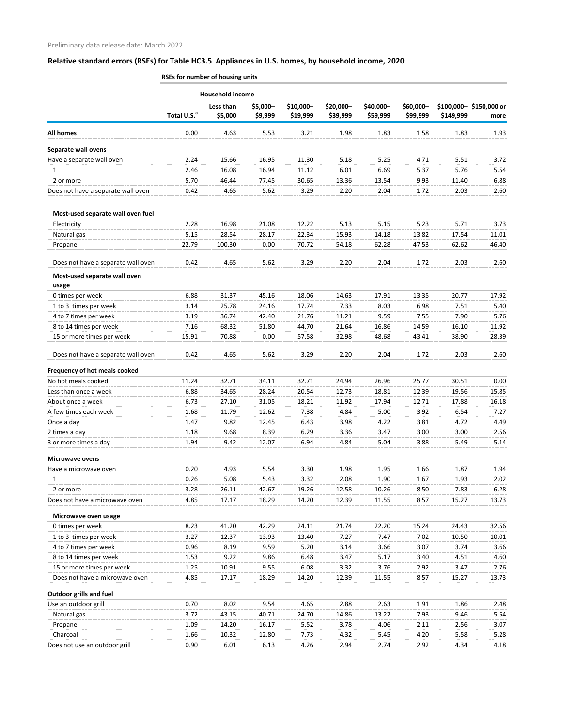Preliminary data release date: March 2022

## Relative standard errors (RSEs) for Table HC3.5 Appliances in U.S. homes, by household income, 2020

| | RSEs for number of housing units | | | | | | | | |
|---|---|---|---|---|---|---|---|---|---|
| | | Household income | | | | | | | |
| | Total U.S.[a] | Less than $5,000 | $5,000–$9,999 | $10,000–$19,999 | $20,000–$39,999 | $40,000–$59,999 | $60,000–$99,999 | $100,000–$149,999 | $150,000 or more |
| **All homes** | 0.00 | 4.63 | 5.53 | 3.21 | 1.98 | 1.83 | 1.58 | 1.83 | 1.93 |
| **Separate wall ovens** | | | | | | | | | |
| Have a separate wall oven | 2.24 | 15.66 | 16.95 | 11.30 | 5.18 | 5.25 | 4.71 | 5.51 | 3.72 |
| 1 | 2.46 | 16.08 | 16.94 | 11.12 | 6.01 | 6.69 | 5.37 | 5.76 | 5.54 |
| 2 or more | 5.70 | 46.44 | 77.45 | 30.65 | 13.36 | 13.54 | 9.93 | 11.40 | 6.88 |
| Does not have a separate wall oven | 0.42 | 4.65 | 5.62 | 3.29 | 2.20 | 2.04 | 1.72 | 2.03 | 2.60 |
| **Most-used separate wall oven fuel** | | | | | | | | | |
| Electricity | 2.28 | 16.98 | 21.08 | 12.22 | 5.13 | 5.15 | 5.23 | 5.71 | 3.73 |
| Natural gas | 5.15 | 28.54 | 28.17 | 22.34 | 15.93 | 14.18 | 13.82 | 17.54 | 11.01 |
| Propane | 22.79 | 100.30 | 0.00 | 70.72 | 54.18 | 62.28 | 47.53 | 62.62 | 46.40 |
| Does not have a separate wall oven | 0.42 | 4.65 | 5.62 | 3.29 | 2.20 | 2.04 | 1.72 | 2.03 | 2.60 |
| **Most-used separate wall oven usage** | | | | | | | | | |
| 0 times per week | 6.88 | 31.37 | 45.16 | 18.06 | 14.63 | 17.91 | 13.35 | 20.77 | 17.92 |
| 1 to 3 times per week | 3.14 | 25.78 | 24.16 | 17.74 | 7.33 | 8.03 | 6.98 | 7.51 | 5.40 |
| 4 to 7 times per week | 3.19 | 36.74 | 42.40 | 21.76 | 11.21 | 9.59 | 7.55 | 7.90 | 5.76 |
| 8 to 14 times per week | 7.16 | 68.32 | 51.80 | 44.70 | 21.64 | 16.86 | 14.59 | 16.10 | 11.92 |
| 15 or more times per week | 15.91 | 70.88 | 0.00 | 57.58 | 32.98 | 48.68 | 43.41 | 38.90 | 28.39 |
| Does not have a separate wall oven | 0.42 | 4.65 | 5.62 | 3.29 | 2.20 | 2.04 | 1.72 | 2.03 | 2.60 |
| **Frequency of hot meals cooked** | | | | | | | | | |
| No hot meals cooked | 11.24 | 32.71 | 34.11 | 32.71 | 24.94 | 26.96 | 25.77 | 30.51 | 0.00 |
| Less than once a week | 6.88 | 34.65 | 28.24 | 20.54 | 12.73 | 18.81 | 12.39 | 19.56 | 15.85 |
| About once a week | 6.73 | 27.10 | 31.05 | 18.21 | 11.92 | 17.94 | 12.71 | 17.88 | 16.18 |
| A few times each week | 1.68 | 11.79 | 12.62 | 7.38 | 4.84 | 5.00 | 3.92 | 6.54 | 7.27 |
| Once a day | 1.47 | 9.82 | 12.45 | 6.43 | 3.98 | 4.22 | 3.81 | 4.72 | 4.49 |
| 2 times a day | 1.18 | 9.68 | 8.39 | 6.29 | 3.36 | 3.47 | 3.00 | 3.00 | 2.56 |
| 3 or more times a day | 1.94 | 9.42 | 12.07 | 6.94 | 4.84 | 5.04 | 3.88 | 5.49 | 5.14 |
| **Microwave ovens** | | | | | | | | | |
| Have a microwave oven | 0.20 | 4.93 | 5.54 | 3.30 | 1.98 | 1.95 | 1.66 | 1.87 | 1.94 |
| 1 | 0.26 | 5.08 | 5.43 | 3.32 | 2.08 | 1.90 | 1.67 | 1.93 | 2.02 |
| 2 or more | 3.28 | 26.11 | 42.67 | 19.26 | 12.58 | 10.26 | 8.50 | 7.83 | 6.28 |
| Does not have a microwave oven | 4.85 | 17.17 | 18.29 | 14.20 | 12.39 | 11.55 | 8.57 | 15.27 | 13.73 |
| **Microwave oven usage** | | | | | | | | | |
| 0 times per week | 8.23 | 41.20 | 42.29 | 24.11 | 21.74 | 22.20 | 15.24 | 24.43 | 32.56 |
| 1 to 3 times per week | 3.27 | 12.37 | 13.93 | 13.40 | 7.27 | 7.47 | 7.02 | 10.50 | 10.01 |
| 4 to 7 times per week | 0.96 | 8.19 | 9.59 | 5.20 | 3.14 | 3.66 | 3.07 | 3.74 | 3.66 |
| 8 to 14 times per week | 1.53 | 9.22 | 9.86 | 6.48 | 3.47 | 5.17 | 3.40 | 4.51 | 4.60 |
| 15 or more times per week | 1.25 | 10.91 | 9.55 | 6.08 | 3.32 | 3.76 | 2.92 | 3.47 | 2.76 |
| Does not have a microwave oven | 4.85 | 17.17 | 18.29 | 14.20 | 12.39 | 11.55 | 8.57 | 15.27 | 13.73 |
| **Outdoor grills and fuel** | | | | | | | | | |
| Use an outdoor grill | 0.70 | 8.02 | 9.54 | 4.65 | 2.88 | 2.63 | 1.91 | 1.86 | 2.48 |
| Natural gas | 3.72 | 43.15 | 40.71 | 24.70 | 14.86 | 13.22 | 7.93 | 9.46 | 5.54 |
| Propane | 1.09 | 14.20 | 16.17 | 5.52 | 3.78 | 4.06 | 2.11 | 2.56 | 3.07 |
| Charcoal | 1.66 | 10.32 | 12.80 | 7.73 | 4.32 | 5.45 | 4.20 | 5.58 | 5.28 |
| Does not use an outdoor grill | 0.90 | 6.01 | 6.13 | 4.26 | 2.94 | 2.74 | 2.92 | 4.34 | 4.18 |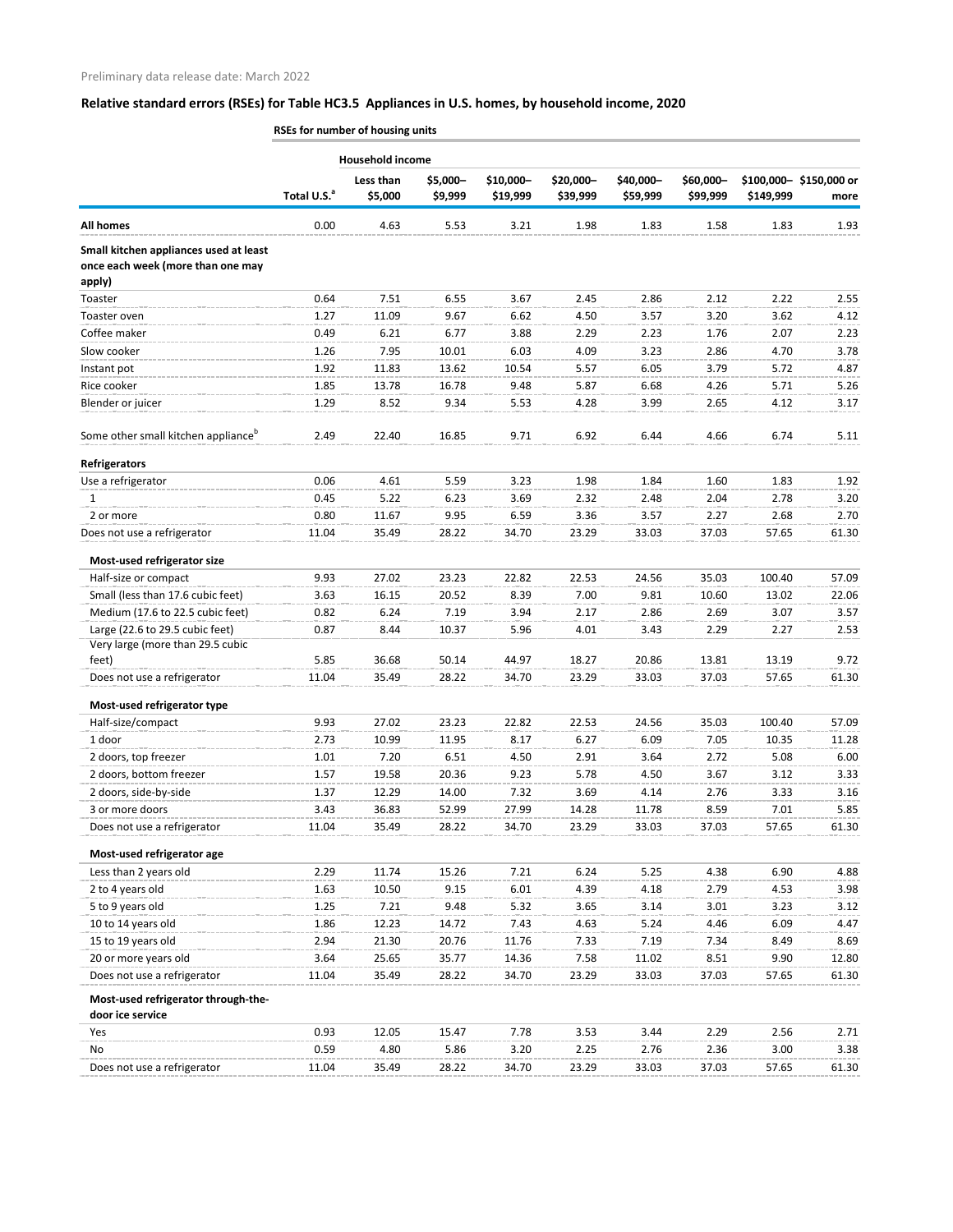Preliminary data release date: March 2022

## Relative standard errors (RSEs) for Table HC3.5 Appliances in U.S. homes, by household income, 2020

| | RSEs for number of housing units | | | | | | | | |
|---|---|---|---|---|---|---|---|---|---|
| | | Household income | | | | | | | |
| | Total U.S.[a] | Less than $5,000 | $5,000–$9,999 | $10,000–$19,999 | $20,000–$39,999 | $40,000–$59,999 | $60,000–$99,999 | $100,000–$149,999 | $150,000 or more |
| **All homes** | 0.00 | 4.63 | 5.53 | 3.21 | 1.98 | 1.83 | 1.58 | 1.83 | 1.93 |
| **Small kitchen appliances used at least once each week (more than one may apply)** | | | | | | | | | |
| Toaster | 0.64 | 7.51 | 6.55 | 3.67 | 2.45 | 2.86 | 2.12 | 2.22 | 2.55 |
| Toaster oven | 1.27 | 11.09 | 9.67 | 6.62 | 4.50 | 3.57 | 3.20 | 3.62 | 4.12 |
| Coffee maker | 0.49 | 6.21 | 6.77 | 3.88 | 2.29 | 2.23 | 1.76 | 2.07 | 2.23 |
| Slow cooker | 1.26 | 7.95 | 10.01 | 6.03 | 4.09 | 3.23 | 2.86 | 4.70 | 3.78 |
| Instant pot | 1.92 | 11.83 | 13.62 | 10.54 | 5.57 | 6.05 | 3.79 | 5.72 | 4.87 |
| Rice cooker | 1.85 | 13.78 | 16.78 | 9.48 | 5.87 | 6.68 | 4.26 | 5.71 | 5.26 |
| Blender or juicer | 1.29 | 8.52 | 9.34 | 5.53 | 4.28 | 3.99 | 2.65 | 4.12 | 3.17 |
| Some other small kitchen appliance[b] | 2.49 | 22.40 | 16.85 | 9.71 | 6.92 | 6.44 | 4.66 | 6.74 | 5.11 |
| **Refrigerators** | | | | | | | | | |
| Use a refrigerator | 0.06 | 4.61 | 5.59 | 3.23 | 1.98 | 1.84 | 1.60 | 1.83 | 1.92 |
| 1 | 0.45 | 5.22 | 6.23 | 3.69 | 2.32 | 2.48 | 2.04 | 2.78 | 3.20 |
| 2 or more | 0.80 | 11.67 | 9.95 | 6.59 | 3.36 | 3.57 | 2.27 | 2.68 | 2.70 |
| Does not use a refrigerator | 11.04 | 35.49 | 28.22 | 34.70 | 23.29 | 33.03 | 37.03 | 57.65 | 61.30 |
| **Most-used refrigerator size** | | | | | | | | | |
| Half-size or compact | 9.93 | 27.02 | 23.23 | 22.82 | 22.53 | 24.56 | 35.03 | 100.40 | 57.09 |
| Small (less than 17.6 cubic feet) | 3.63 | 16.15 | 20.52 | 8.39 | 7.00 | 9.81 | 10.60 | 13.02 | 22.06 |
| Medium (17.6 to 22.5 cubic feet) | 0.82 | 6.24 | 7.19 | 3.94 | 2.17 | 2.86 | 2.69 | 3.07 | 3.57 |
| Large (22.6 to 29.5 cubic feet) | 0.87 | 8.44 | 10.37 | 5.96 | 4.01 | 3.43 | 2.29 | 2.27 | 2.53 |
| Very large (more than 29.5 cubic feet) | 5.85 | 36.68 | 50.14 | 44.97 | 18.27 | 20.86 | 13.81 | 13.19 | 9.72 |
| Does not use a refrigerator | 11.04 | 35.49 | 28.22 | 34.70 | 23.29 | 33.03 | 37.03 | 57.65 | 61.30 |
| **Most-used refrigerator type** | | | | | | | | | |
| Half-size/compact | 9.93 | 27.02 | 23.23 | 22.82 | 22.53 | 24.56 | 35.03 | 100.40 | 57.09 |
| 1 door | 2.73 | 10.99 | 11.95 | 8.17 | 6.27 | 6.09 | 7.05 | 10.35 | 11.28 |
| 2 doors, top freezer | 1.01 | 7.20 | 6.51 | 4.50 | 2.91 | 3.64 | 2.72 | 5.08 | 6.00 |
| 2 doors, bottom freezer | 1.57 | 19.58 | 20.36 | 9.23 | 5.78 | 4.50 | 3.67 | 3.12 | 3.33 |
| 2 doors, side-by-side | 1.37 | 12.29 | 14.00 | 7.32 | 3.69 | 4.14 | 2.76 | 3.33 | 3.16 |
| 3 or more doors | 3.43 | 36.83 | 52.99 | 27.99 | 14.28 | 11.78 | 8.59 | 7.01 | 5.85 |
| Does not use a refrigerator | 11.04 | 35.49 | 28.22 | 34.70 | 23.29 | 33.03 | 37.03 | 57.65 | 61.30 |
| **Most-used refrigerator age** | | | | | | | | | |
| Less than 2 years old | 2.29 | 11.74 | 15.26 | 7.21 | 6.24 | 5.25 | 4.38 | 6.90 | 4.88 |
| 2 to 4 years old | 1.63 | 10.50 | 9.15 | 6.01 | 4.39 | 4.18 | 2.79 | 4.53 | 3.98 |
| 5 to 9 years old | 1.25 | 7.21 | 9.48 | 5.32 | 3.65 | 3.14 | 3.01 | 3.23 | 3.12 |
| 10 to 14 years old | 1.86 | 12.23 | 14.72 | 7.43 | 4.63 | 5.24 | 4.46 | 6.09 | 4.47 |
| 15 to 19 years old | 2.94 | 21.30 | 20.76 | 11.76 | 7.33 | 7.19 | 7.34 | 8.49 | 8.69 |
| 20 or more years old | 3.64 | 25.65 | 35.77 | 14.36 | 7.58 | 11.02 | 8.51 | 9.90 | 12.80 |
| Does not use a refrigerator | 11.04 | 35.49 | 28.22 | 34.70 | 23.29 | 33.03 | 37.03 | 57.65 | 61.30 |
| **Most-used refrigerator through-the-door ice service** | | | | | | | | | |
| Yes | 0.93 | 12.05 | 15.47 | 7.78 | 3.53 | 3.44 | 2.29 | 2.56 | 2.71 |
| No | 0.59 | 4.80 | 5.86 | 3.20 | 2.25 | 2.76 | 2.36 | 3.00 | 3.38 |
| Does not use a refrigerator | 11.04 | 35.49 | 28.22 | 34.70 | 23.29 | 33.03 | 37.03 | 57.65 | 61.30 |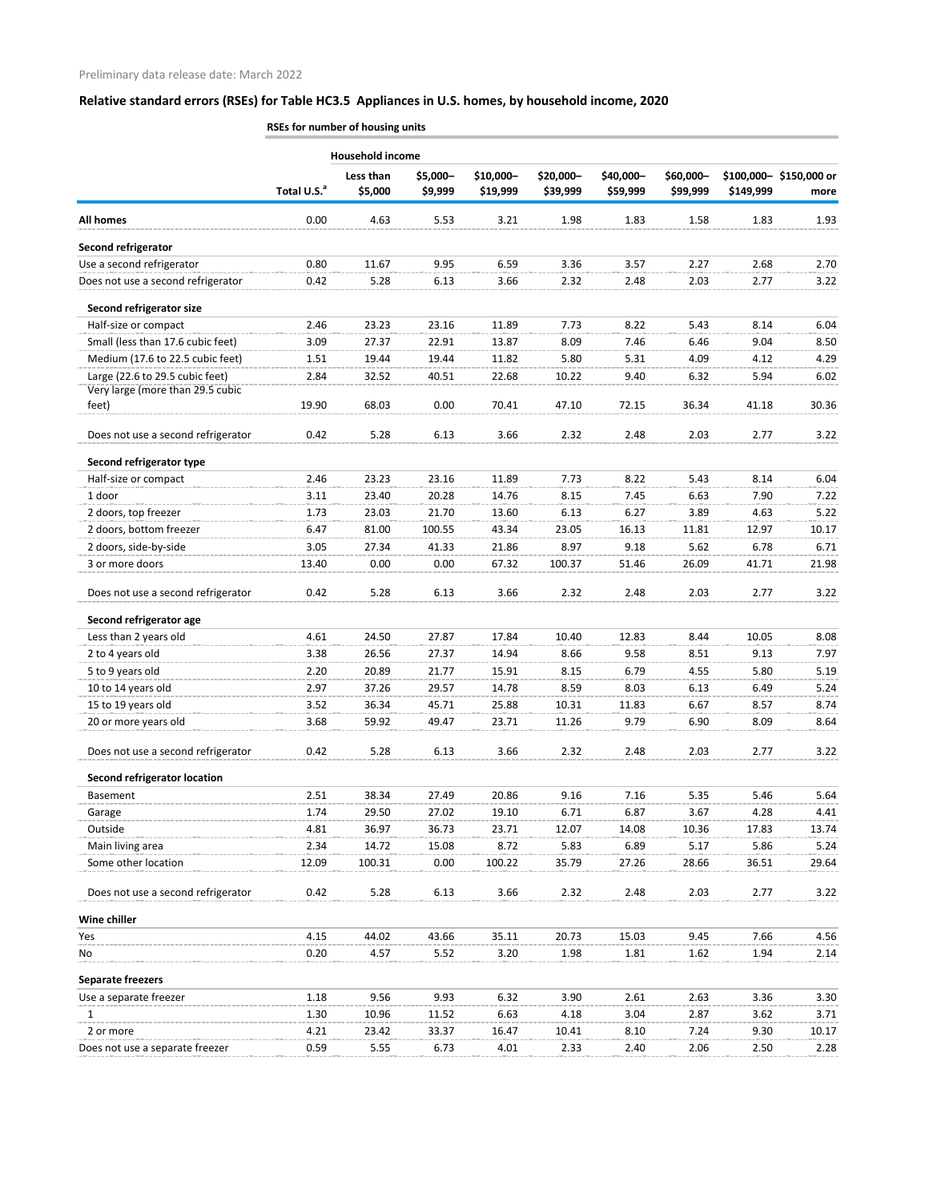Preliminary data release date: March 2022

## Relative standard errors (RSEs) for Table HC3.5 Appliances in U.S. homes, by household income, 2020

| | RSEs for number of housing units | | | | | | | | |
|---|---|---|---|---|---|---|---|---|---|
| | | Household income | | | | | | | |
| | Total U.S.[a] | Less than $5,000 | $5,000–$9,999 | $10,000–$19,999 | $20,000–$39,999 | $40,000–$59,999 | $60,000–$99,999 | $100,000–$149,999 | $150,000 or more |
| **All homes** | 0.00 | 4.63 | 5.53 | 3.21 | 1.98 | 1.83 | 1.58 | 1.83 | 1.93 |
| **Second refrigerator** | | | | | | | | | |
| Use a second refrigerator | 0.80 | 11.67 | 9.95 | 6.59 | 3.36 | 3.57 | 2.27 | 2.68 | 2.70 |
| Does not use a second refrigerator | 0.42 | 5.28 | 6.13 | 3.66 | 2.32 | 2.48 | 2.03 | 2.77 | 3.22 |
| **Second refrigerator size** | | | | | | | | | |
| Half-size or compact | 2.46 | 23.23 | 23.16 | 11.89 | 7.73 | 8.22 | 5.43 | 8.14 | 6.04 |
| Small (less than 17.6 cubic feet) | 3.09 | 27.37 | 22.91 | 13.87 | 8.09 | 7.46 | 6.46 | 9.04 | 8.50 |
| Medium (17.6 to 22.5 cubic feet) | 1.51 | 19.44 | 19.44 | 11.82 | 5.80 | 5.31 | 4.09 | 4.12 | 4.29 |
| Large (22.6 to 29.5 cubic feet) | 2.84 | 32.52 | 40.51 | 22.68 | 10.22 | 9.40 | 6.32 | 5.94 | 6.02 |
| Very large (more than 29.5 cubic feet) | 19.90 | 68.03 | 0.00 | 70.41 | 47.10 | 72.15 | 36.34 | 41.18 | 30.36 |
| Does not use a second refrigerator | 0.42 | 5.28 | 6.13 | 3.66 | 2.32 | 2.48 | 2.03 | 2.77 | 3.22 |
| **Second refrigerator type** | | | | | | | | | |
| Half-size or compact | 2.46 | 23.23 | 23.16 | 11.89 | 7.73 | 8.22 | 5.43 | 8.14 | 6.04 |
| 1 door | 3.11 | 23.40 | 20.28 | 14.76 | 8.15 | 7.45 | 6.63 | 7.90 | 7.22 |
| 2 doors, top freezer | 1.73 | 23.03 | 21.70 | 13.60 | 6.13 | 6.27 | 3.89 | 4.63 | 5.22 |
| 2 doors, bottom freezer | 6.47 | 81.00 | 100.55 | 43.34 | 23.05 | 16.13 | 11.81 | 12.97 | 10.17 |
| 2 doors, side-by-side | 3.05 | 27.34 | 41.33 | 21.86 | 8.97 | 9.18 | 5.62 | 6.78 | 6.71 |
| 3 or more doors | 13.40 | 0.00 | 0.00 | 67.32 | 100.37 | 51.46 | 26.09 | 41.71 | 21.98 |
| Does not use a second refrigerator | 0.42 | 5.28 | 6.13 | 3.66 | 2.32 | 2.48 | 2.03 | 2.77 | 3.22 |
| **Second refrigerator age** | | | | | | | | | |
| Less than 2 years old | 4.61 | 24.50 | 27.87 | 17.84 | 10.40 | 12.83 | 8.44 | 10.05 | 8.08 |
| 2 to 4 years old | 3.38 | 26.56 | 27.37 | 14.94 | 8.66 | 9.58 | 8.51 | 9.13 | 7.97 |
| 5 to 9 years old | 2.20 | 20.89 | 21.77 | 15.91 | 8.15 | 6.79 | 4.55 | 5.80 | 5.19 |
| 10 to 14 years old | 2.97 | 37.26 | 29.57 | 14.78 | 8.59 | 8.03 | 6.13 | 6.49 | 5.24 |
| 15 to 19 years old | 3.52 | 36.34 | 45.71 | 25.88 | 10.31 | 11.83 | 6.67 | 8.57 | 8.74 |
| 20 or more years old | 3.68 | 59.92 | 49.47 | 23.71 | 11.26 | 9.79 | 6.90 | 8.09 | 8.64 |
| Does not use a second refrigerator | 0.42 | 5.28 | 6.13 | 3.66 | 2.32 | 2.48 | 2.03 | 2.77 | 3.22 |
| **Second refrigerator location** | | | | | | | | | |
| Basement | 2.51 | 38.34 | 27.49 | 20.86 | 9.16 | 7.16 | 5.35 | 5.46 | 5.64 |
| Garage | 1.74 | 29.50 | 27.02 | 19.10 | 6.71 | 6.87 | 3.67 | 4.28 | 4.41 |
| Outside | 4.81 | 36.97 | 36.73 | 23.71 | 12.07 | 14.08 | 10.36 | 17.83 | 13.74 |
| Main living area | 2.34 | 14.72 | 15.08 | 8.72 | 5.83 | 6.89 | 5.17 | 5.86 | 5.24 |
| Some other location | 12.09 | 100.31 | 0.00 | 100.22 | 35.79 | 27.26 | 28.66 | 36.51 | 29.64 |
| Does not use a second refrigerator | 0.42 | 5.28 | 6.13 | 3.66 | 2.32 | 2.48 | 2.03 | 2.77 | 3.22 |
| **Wine chiller** | | | | | | | | | |
| Yes | 4.15 | 44.02 | 43.66 | 35.11 | 20.73 | 15.03 | 9.45 | 7.66 | 4.56 |
| No | 0.20 | 4.57 | 5.52 | 3.20 | 1.98 | 1.81 | 1.62 | 1.94 | 2.14 |
| **Separate freezers** | | | | | | | | | |
| Use a separate freezer | 1.18 | 9.56 | 9.93 | 6.32 | 3.90 | 2.61 | 2.63 | 3.36 | 3.30 |
| 1 | 1.30 | 10.96 | 11.52 | 6.63 | 4.18 | 3.04 | 2.87 | 3.62 | 3.71 |
| 2 or more | 4.21 | 23.42 | 33.37 | 16.47 | 10.41 | 8.10 | 7.24 | 9.30 | 10.17 |
| Does not use a separate freezer | 0.59 | 5.55 | 6.73 | 4.01 | 2.33 | 2.40 | 2.06 | 2.50 | 2.28 |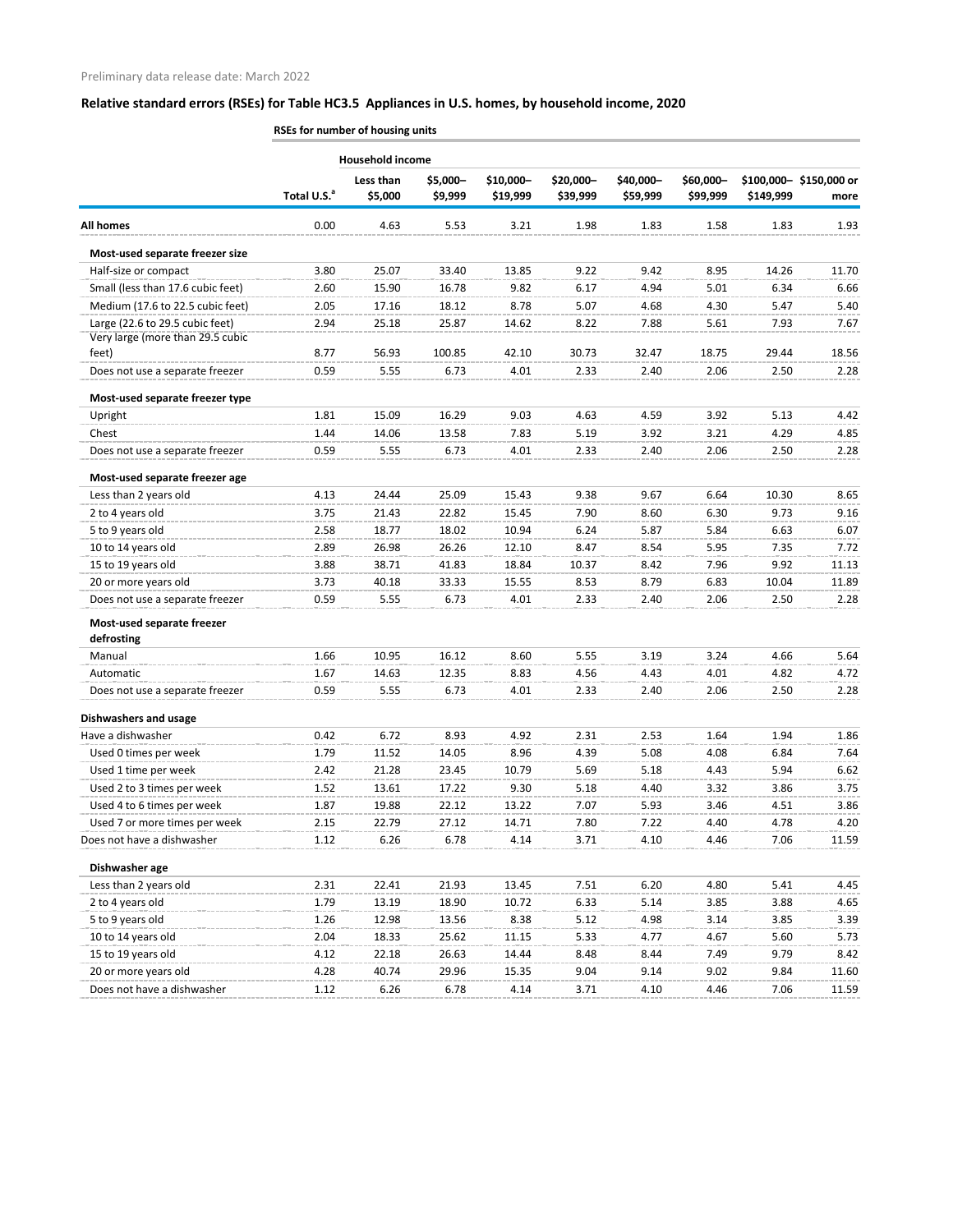Preliminary data release date: March 2022

## Relative standard errors (RSEs) for Table HC3.5 Appliances in U.S. homes, by household income, 2020

**RSEs for number of housing units**

| | Total U.S.[a] | Household income | | | | | | | |
|---|---|---|---|---|---|---|---|---|---|
| | | Less than $5,000 | $5,000–$9,999 | $10,000–$19,999 | $20,000–$39,999 | $40,000–$59,999 | $60,000–$99,999 | $100,000–$149,999 | $150,000 or more |
| **All homes** | 0.00 | 4.63 | 5.53 | 3.21 | 1.98 | 1.83 | 1.58 | 1.83 | 1.93 |
| **Most-used separate freezer size** | | | | | | | | | |
| Half-size or compact | 3.80 | 25.07 | 33.40 | 13.85 | 9.22 | 9.42 | 8.95 | 14.26 | 11.70 |
| Small (less than 17.6 cubic feet) | 2.60 | 15.90 | 16.78 | 9.82 | 6.17 | 4.94 | 5.01 | 6.34 | 6.66 |
| Medium (17.6 to 22.5 cubic feet) | 2.05 | 17.16 | 18.12 | 8.78 | 5.07 | 4.68 | 4.30 | 5.47 | 5.40 |
| Large (22.6 to 29.5 cubic feet) | 2.94 | 25.18 | 25.87 | 14.62 | 8.22 | 7.88 | 5.61 | 7.93 | 7.67 |
| Very large (more than 29.5 cubic feet) | 8.77 | 56.93 | 100.85 | 42.10 | 30.73 | 32.47 | 18.75 | 29.44 | 18.56 |
| Does not use a separate freezer | 0.59 | 5.55 | 6.73 | 4.01 | 2.33 | 2.40 | 2.06 | 2.50 | 2.28 |
| **Most-used separate freezer type** | | | | | | | | | |
| Upright | 1.81 | 15.09 | 16.29 | 9.03 | 4.63 | 4.59 | 3.92 | 5.13 | 4.42 |
| Chest | 1.44 | 14.06 | 13.58 | 7.83 | 5.19 | 3.92 | 3.21 | 4.29 | 4.85 |
| Does not use a separate freezer | 0.59 | 5.55 | 6.73 | 4.01 | 2.33 | 2.40 | 2.06 | 2.50 | 2.28 |
| **Most-used separate freezer age** | | | | | | | | | |
| Less than 2 years old | 4.13 | 24.44 | 25.09 | 15.43 | 9.38 | 9.67 | 6.64 | 10.30 | 8.65 |
| 2 to 4 years old | 3.75 | 21.43 | 22.82 | 15.45 | 7.90 | 8.60 | 6.30 | 9.73 | 9.16 |
| 5 to 9 years old | 2.58 | 18.77 | 18.02 | 10.94 | 6.24 | 5.87 | 5.84 | 6.63 | 6.07 |
| 10 to 14 years old | 2.89 | 26.98 | 26.26 | 12.10 | 8.47 | 8.54 | 5.95 | 7.35 | 7.72 |
| 15 to 19 years old | 3.88 | 38.71 | 41.83 | 18.84 | 10.37 | 8.42 | 7.96 | 9.92 | 11.13 |
| 20 or more years old | 3.73 | 40.18 | 33.33 | 15.55 | 8.53 | 8.79 | 6.83 | 10.04 | 11.89 |
| Does not use a separate freezer | 0.59 | 5.55 | 6.73 | 4.01 | 2.33 | 2.40 | 2.06 | 2.50 | 2.28 |
| **Most-used separate freezer defrosting** | | | | | | | | | |
| Manual | 1.66 | 10.95 | 16.12 | 8.60 | 5.55 | 3.19 | 3.24 | 4.66 | 5.64 |
| Automatic | 1.67 | 14.63 | 12.35 | 8.83 | 4.56 | 4.43 | 4.01 | 4.82 | 4.72 |
| Does not use a separate freezer | 0.59 | 5.55 | 6.73 | 4.01 | 2.33 | 2.40 | 2.06 | 2.50 | 2.28 |
| **Dishwashers and usage** | | | | | | | | | |
| Have a dishwasher | 0.42 | 6.72 | 8.93 | 4.92 | 2.31 | 2.53 | 1.64 | 1.94 | 1.86 |
| Used 0 times per week | 1.79 | 11.52 | 14.05 | 8.96 | 4.39 | 5.08 | 4.08 | 6.84 | 7.64 |
| Used 1 time per week | 2.42 | 21.28 | 23.45 | 10.79 | 5.69 | 5.18 | 4.43 | 5.94 | 6.62 |
| Used 2 to 3 times per week | 1.52 | 13.61 | 17.22 | 9.30 | 5.18 | 4.40 | 3.32 | 3.86 | 3.75 |
| Used 4 to 6 times per week | 1.87 | 19.88 | 22.12 | 13.22 | 7.07 | 5.93 | 3.46 | 4.51 | 3.86 |
| Used 7 or more times per week | 2.15 | 22.79 | 27.12 | 14.71 | 7.80 | 7.22 | 4.40 | 4.78 | 4.20 |
| Does not have a dishwasher | 1.12 | 6.26 | 6.78 | 4.14 | 3.71 | 4.10 | 4.46 | 7.06 | 11.59 |
| **Dishwasher age** | | | | | | | | | |
| Less than 2 years old | 2.31 | 22.41 | 21.93 | 13.45 | 7.51 | 6.20 | 4.80 | 5.41 | 4.45 |
| 2 to 4 years old | 1.79 | 13.19 | 18.90 | 10.72 | 6.33 | 5.14 | 3.85 | 3.88 | 4.65 |
| 5 to 9 years old | 1.26 | 12.98 | 13.56 | 8.38 | 5.12 | 4.98 | 3.14 | 3.85 | 3.39 |
| 10 to 14 years old | 2.04 | 18.33 | 25.62 | 11.15 | 5.33 | 4.77 | 4.67 | 5.60 | 5.73 |
| 15 to 19 years old | 4.12 | 22.18 | 26.63 | 14.44 | 8.48 | 8.44 | 7.49 | 9.79 | 8.42 |
| 20 or more years old | 4.28 | 40.74 | 29.96 | 15.35 | 9.04 | 9.14 | 9.02 | 9.84 | 11.60 |
| Does not have a dishwasher | 1.12 | 6.26 | 6.78 | 4.14 | 3.71 | 4.10 | 4.46 | 7.06 | 11.59 |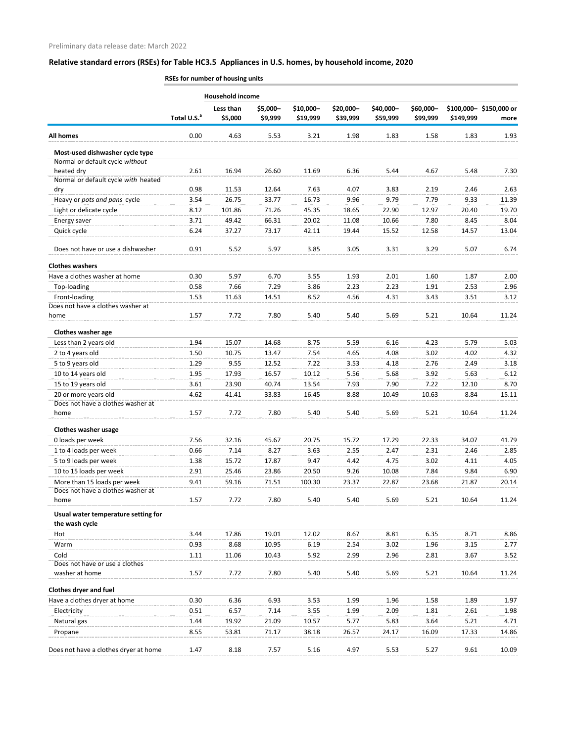Preliminary data release date: March 2022

## Relative standard errors (RSEs) for Table HC3.5 Appliances in U.S. homes, by household income, 2020

**RSEs for number of housing units**

| | | Household income | | | | | | | |
|---|---|---|---|---|---|---|---|---|---|
| | Total U.S.[a] | Less than $5,000 | $5,000–$9,999 | $10,000–$19,999 | $20,000–$39,999 | $40,000–$59,999 | $60,000–$99,999 | $100,000–$149,999 | $150,000 or more |
| **All homes** | 0.00 | 4.63 | 5.53 | 3.21 | 1.98 | 1.83 | 1.58 | 1.83 | 1.93 |
| **Most-used dishwasher cycle type** | | | | | | | | | |
| Normal or default cycle *without* heated dry | 2.61 | 16.94 | 26.60 | 11.69 | 6.36 | 5.44 | 4.67 | 5.48 | 7.30 |
| Normal or default cycle *with* heated dry | 0.98 | 11.53 | 12.64 | 7.63 | 4.07 | 3.83 | 2.19 | 2.46 | 2.63 |
| Heavy or *pots and pans* cycle | 3.54 | 26.75 | 33.77 | 16.73 | 9.96 | 9.79 | 7.79 | 9.33 | 11.39 |
| Light or delicate cycle | 8.12 | 101.86 | 71.26 | 45.35 | 18.65 | 22.90 | 12.97 | 20.40 | 19.70 |
| Energy saver | 3.71 | 49.42 | 66.31 | 20.02 | 11.08 | 10.66 | 7.80 | 8.45 | 8.04 |
| Quick cycle | 6.24 | 37.27 | 73.17 | 42.11 | 19.44 | 15.52 | 12.58 | 14.57 | 13.04 |
| Does not have or use a dishwasher | 0.91 | 5.52 | 5.97 | 3.85 | 3.05 | 3.31 | 3.29 | 5.07 | 6.74 |
| **Clothes washers** | | | | | | | | | |
| Have a clothes washer at home | 0.30 | 5.97 | 6.70 | 3.55 | 1.93 | 2.01 | 1.60 | 1.87 | 2.00 |
| Top-loading | 0.58 | 7.66 | 7.29 | 3.86 | 2.23 | 2.23 | 1.91 | 2.53 | 2.96 |
| Front-loading | 1.53 | 11.63 | 14.51 | 8.52 | 4.56 | 4.31 | 3.43 | 3.51 | 3.12 |
| Does not have a clothes washer at home | 1.57 | 7.72 | 7.80 | 5.40 | 5.40 | 5.69 | 5.21 | 10.64 | 11.24 |
| **Clothes washer age** | | | | | | | | | |
| Less than 2 years old | 1.94 | 15.07 | 14.68 | 8.75 | 5.59 | 6.16 | 4.23 | 5.79 | 5.03 |
| 2 to 4 years old | 1.50 | 10.75 | 13.47 | 7.54 | 4.65 | 4.08 | 3.02 | 4.02 | 4.32 |
| 5 to 9 years old | 1.29 | 9.55 | 12.52 | 7.22 | 3.53 | 4.18 | 2.76 | 2.49 | 3.18 |
| 10 to 14 years old | 1.95 | 17.93 | 16.57 | 10.12 | 5.56 | 5.68 | 3.92 | 5.63 | 6.12 |
| 15 to 19 years old | 3.61 | 23.90 | 40.74 | 13.54 | 7.93 | 7.90 | 7.22 | 12.10 | 8.70 |
| 20 or more years old | 4.62 | 41.41 | 33.83 | 16.45 | 8.88 | 10.49 | 10.63 | 8.84 | 15.11 |
| Does not have a clothes washer at home | 1.57 | 7.72 | 7.80 | 5.40 | 5.40 | 5.69 | 5.21 | 10.64 | 11.24 |
| **Clothes washer usage** | | | | | | | | | |
| 0 loads per week | 7.56 | 32.16 | 45.67 | 20.75 | 15.72 | 17.29 | 22.33 | 34.07 | 41.79 |
| 1 to 4 loads per week | 0.66 | 7.14 | 8.27 | 3.63 | 2.55 | 2.47 | 2.31 | 2.46 | 2.85 |
| 5 to 9 loads per week | 1.38 | 15.72 | 17.87 | 9.47 | 4.42 | 4.75 | 3.02 | 4.11 | 4.05 |
| 10 to 15 loads per week | 2.91 | 25.46 | 23.86 | 20.50 | 9.26 | 10.08 | 7.84 | 9.84 | 6.90 |
| More than 15 loads per week | 9.41 | 59.16 | 71.51 | 100.30 | 23.37 | 22.87 | 23.68 | 21.87 | 20.14 |
| Does not have a clothes washer at home | 1.57 | 7.72 | 7.80 | 5.40 | 5.40 | 5.69 | 5.21 | 10.64 | 11.24 |
| **Usual water temperature setting for the wash cycle** | | | | | | | | | |
| Hot | 3.44 | 17.86 | 19.01 | 12.02 | 8.67 | 8.81 | 6.35 | 8.71 | 8.86 |
| Warm | 0.93 | 8.68 | 10.95 | 6.19 | 2.54 | 3.02 | 1.96 | 3.15 | 2.77 |
| Cold | 1.11 | 11.06 | 10.43 | 5.92 | 2.99 | 2.96 | 2.81 | 3.67 | 3.52 |
| Does not have or use a clothes washer at home | 1.57 | 7.72 | 7.80 | 5.40 | 5.40 | 5.69 | 5.21 | 10.64 | 11.24 |
| **Clothes dryer and fuel** | | | | | | | | | |
| Have a clothes dryer at home | 0.30 | 6.36 | 6.93 | 3.53 | 1.99 | 1.96 | 1.58 | 1.89 | 1.97 |
| Electricity | 0.51 | 6.57 | 7.14 | 3.55 | 1.99 | 2.09 | 1.81 | 2.61 | 1.98 |
| Natural gas | 1.44 | 19.92 | 21.09 | 10.57 | 5.77 | 5.83 | 3.64 | 5.21 | 4.71 |
| Propane | 8.55 | 53.81 | 71.17 | 38.18 | 26.57 | 24.17 | 16.09 | 17.33 | 14.86 |
| Does not have a clothes dryer at home | 1.47 | 8.18 | 7.57 | 5.16 | 4.97 | 5.53 | 5.27 | 9.61 | 10.09 |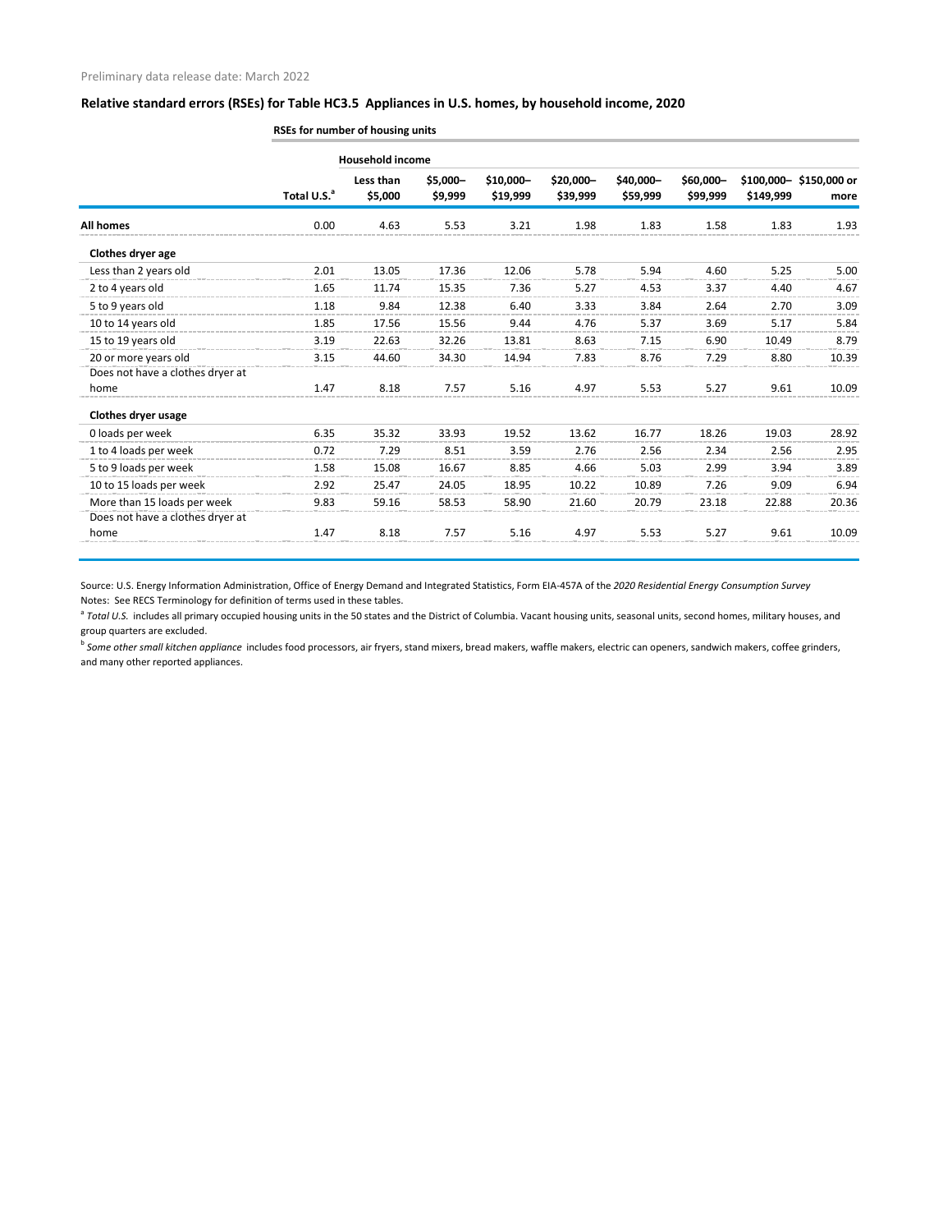Preliminary data release date: March 2022

## Relative standard errors (RSEs) for Table HC3.5 Appliances in U.S. homes, by household income, 2020

| | RSEs for number of housing units | | | | | | | | |
|---|---|---|---|---|---|---|---|---|---|
| | | Household income | | | | | | | |
| | Total U.S.[a] | Less than $5,000 | $5,000–$9,999 | $10,000–$19,999 | $20,000–$39,999 | $40,000–$59,999 | $60,000–$99,999 | $100,000–$149,999 | $150,000 or more |
| **All homes** | 0.00 | 4.63 | 5.53 | 3.21 | 1.98 | 1.83 | 1.58 | 1.83 | 1.93 |
| **Clothes dryer age** | | | | | | | | | |
| Less than 2 years old | 2.01 | 13.05 | 17.36 | 12.06 | 5.78 | 5.94 | 4.60 | 5.25 | 5.00 |
| 2 to 4 years old | 1.65 | 11.74 | 15.35 | 7.36 | 5.27 | 4.53 | 3.37 | 4.40 | 4.67 |
| 5 to 9 years old | 1.18 | 9.84 | 12.38 | 6.40 | 3.33 | 3.84 | 2.64 | 2.70 | 3.09 |
| 10 to 14 years old | 1.85 | 17.56 | 15.56 | 9.44 | 4.76 | 5.37 | 3.69 | 5.17 | 5.84 |
| 15 to 19 years old | 3.19 | 22.63 | 32.26 | 13.81 | 8.63 | 7.15 | 6.90 | 10.49 | 8.79 |
| 20 or more years old | 3.15 | 44.60 | 34.30 | 14.94 | 7.83 | 8.76 | 7.29 | 8.80 | 10.39 |
| Does not have a clothes dryer at home | 1.47 | 8.18 | 7.57 | 5.16 | 4.97 | 5.53 | 5.27 | 9.61 | 10.09 |
| **Clothes dryer usage** | | | | | | | | | |
| 0 loads per week | 6.35 | 35.32 | 33.93 | 19.52 | 13.62 | 16.77 | 18.26 | 19.03 | 28.92 |
| 1 to 4 loads per week | 0.72 | 7.29 | 8.51 | 3.59 | 2.76 | 2.56 | 2.34 | 2.56 | 2.95 |
| 5 to 9 loads per week | 1.58 | 15.08 | 16.67 | 8.85 | 4.66 | 5.03 | 2.99 | 3.94 | 3.89 |
| 10 to 15 loads per week | 2.92 | 25.47 | 24.05 | 18.95 | 10.22 | 10.89 | 7.26 | 9.09 | 6.94 |
| More than 15 loads per week | 9.83 | 59.16 | 58.53 | 58.90 | 21.60 | 20.79 | 23.18 | 22.88 | 20.36 |
| Does not have a clothes dryer at home | 1.47 | 8.18 | 7.57 | 5.16 | 4.97 | 5.53 | 5.27 | 9.61 | 10.09 |

Source: U.S. Energy Information Administration, Office of Energy Demand and Integrated Statistics, Form EIA-457A of the *2020 Residential Energy Consumption Survey*

Notes: See RECS Terminology for definition of terms used in these tables.

[a] *Total U.S.* includes all primary occupied housing units in the 50 states and the District of Columbia. Vacant housing units, seasonal units, second homes, military houses, and group quarters are excluded.

[b] *Some other small kitchen appliance* includes food processors, air fryers, stand mixers, bread makers, waffle makers, electric can openers, sandwich makers, coffee grinders, and many other reported appliances.